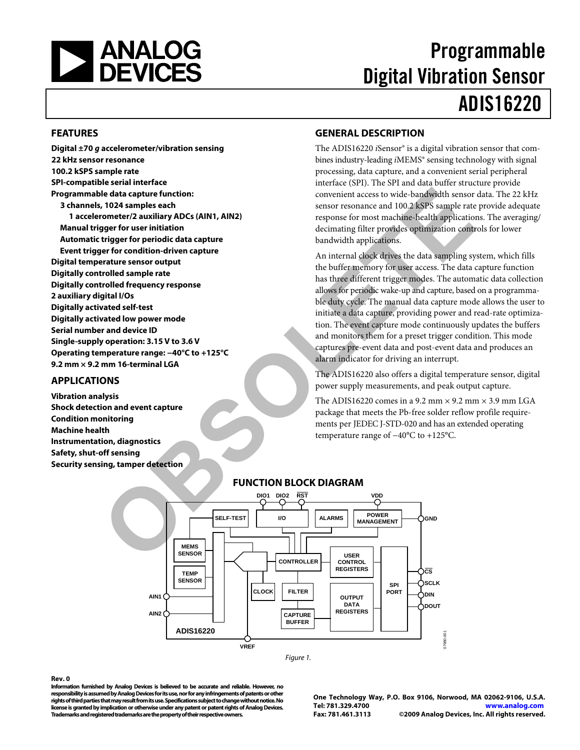# Programmable Digital Vibration Sensor

# ADIS16220

## FEATURES

**Digital ±70 *g* accelerometer/vibration sensing**
**22 kHz sensor resonance**
**100.2 kSPS sample rate**
**SPI-compatible serial interface**
**Programmable data capture function:**
- **3 channels, 1024 samples each**
  - **1 accelerometer/2 auxiliary ADCs (AIN1, AIN2)**
- **Manual trigger for user initiation**
- **Automatic trigger for periodic data capture**
- **Event trigger for condition-driven capture**

**Digital temperature sensor output**
**Digitally controlled sample rate**
**Digitally controlled frequency response**
**2 auxiliary digital I/Os**
**Digitally activated self-test**
**Digitally activated low power mode**
**Serial number and device ID**
**Single-supply operation: 3.15 V to 3.6 V**
**Operating temperature range: −40°C to +125°C**
**9.2 mm × 9.2 mm 16-terminal LGA**

## APPLICATIONS

**Vibration analysis**
**Shock detection and event capture**
**Condition monitoring**
**Machine health**
**Instrumentation, diagnostics**
**Safety, shut-off sensing**
**Security sensing, tamper detection**

## GENERAL DESCRIPTION

The ADIS16220 *i*Sensor® is a digital vibration sensor that combines industry-leading *i*MEMS® sensing technology with signal processing, data capture, and a convenient serial peripheral interface (SPI). The SPI and data buffer structure provide convenient access to wide-bandwidth sensor data. The 22 kHz sensor resonance and 100.2 kSPS sample rate provide adequate response for most machine-health applications. The averaging/decimating filter provides optimization controls for lower bandwidth applications.

An internal clock drives the data sampling system, which fills the buffer memory for user access. The data capture function has three different trigger modes. The automatic data collection allows for periodic wake-up and capture, based on a programmable duty cycle. The manual data capture mode allows the user to initiate a data capture, providing power and read-rate optimization. The event capture mode continuously updates the buffers and monitors them for a preset trigger condition. This mode captures pre-event data and post-event data and produces an alarm indicator for driving an interrupt.

The ADIS16220 also offers a digital temperature sensor, digital power supply measurements, and peak output capture.

The ADIS16220 comes in a 9.2 mm × 9.2 mm × 3.9 mm LGA package that meets the Pb-free solder reflow profile requirements per JEDEC J-STD-020 and has an extended operating temperature range of −40°C to +125°C.

## FUNCTION BLOCK DIAGRAM

DIO1 DIO2 RST VDD
SELF-TEST
I/O
ALARMS
POWER MANAGEMENT
GND
MEMS SENSOR
TEMP SENSOR
CONTROLLER
USER CONTROL REGISTERS
CS
SCLK
DIN
DOUT
SPI PORT
AIN1
AIN2
CLOCK
FILTER
OUTPUT DATA REGISTERS
CAPTURE BUFFER
ADIS16220
VREF
07980-001

*Figure 1.*

**Rev. 0**

**Information furnished by Analog Devices is believed to be accurate and reliable. However, no responsibility is assumed by Analog Devices for its use, nor for any infringements of patents or other rights of third parties that may result from its use. Specifications subject to change without notice. No license is granted by implication or otherwise under any patent or patent rights of Analog Devices. Trademarks and registered trademarks are the property of their respective owners.**

**One Technology Way, P.O. Box 9106, Norwood, MA 02062-9106, U.S.A.**
**Tel: 781.329.4700 www.analog.com**
**Fax: 781.461.3113 ©2009 Analog Devices, Inc. All rights reserved.**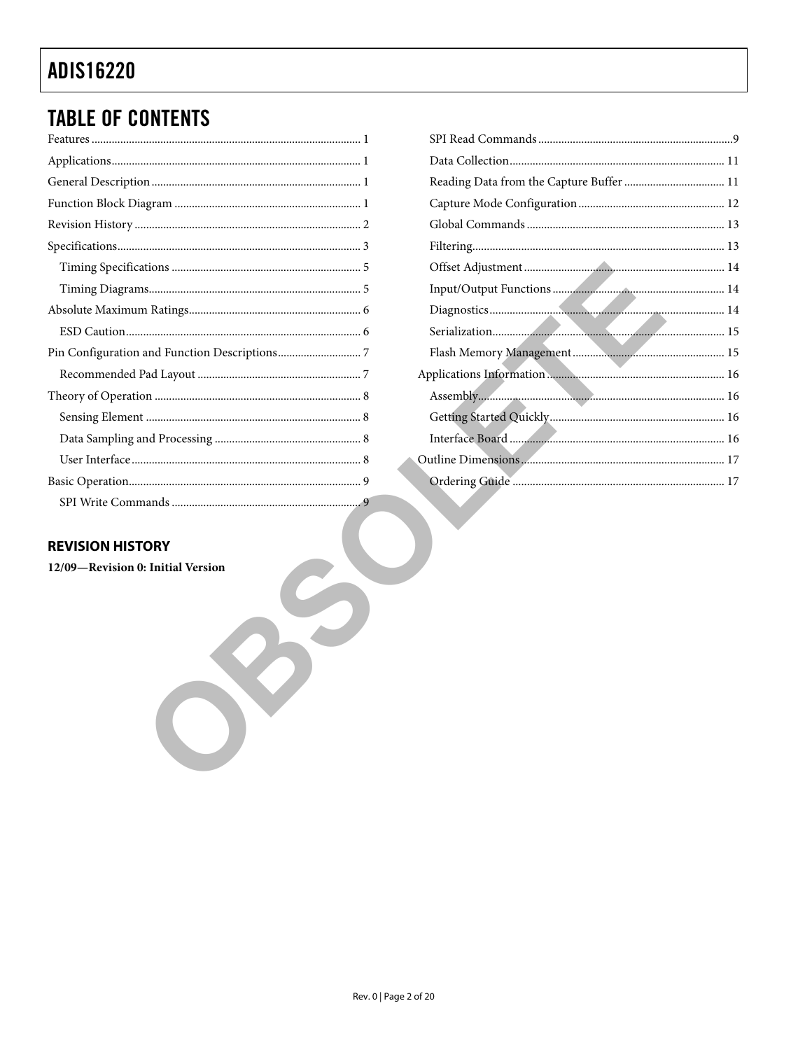## TABLE OF CONTENTS

Features ... 1
Applications ... 1
General Description ... 1
Function Block Diagram ... 1
Revision History ... 2
Specifications ... 3
 Timing Specifications ... 5
 Timing Diagrams ... 5
Absolute Maximum Ratings ... 6
 ESD Caution ... 6
Pin Configuration and Function Descriptions ... 7
 Recommended Pad Layout ... 7
Theory of Operation ... 8
 Sensing Element ... 8
 Data Sampling and Processing ... 8
 User Interface ... 8
Basic Operation ... 9
 SPI Write Commands ... 9
 SPI Read Commands ... 9
 Data Collection ... 11
 Reading Data from the Capture Buffer ... 11
 Capture Mode Configuration ... 12
 Global Commands ... 13
 Filtering ... 13
 Offset Adjustment ... 14
 Input/Output Functions ... 14
 Diagnostics ... 14
 Serialization ... 15
 Flash Memory Management ... 15
Applications Information ... 16
 Assembly ... 16
 Getting Started Quickly ... 16
 Interface Board ... 16
Outline Dimensions ... 17
 Ordering Guide ... 17

### REVISION HISTORY

**12/09—Revision 0: Initial Version**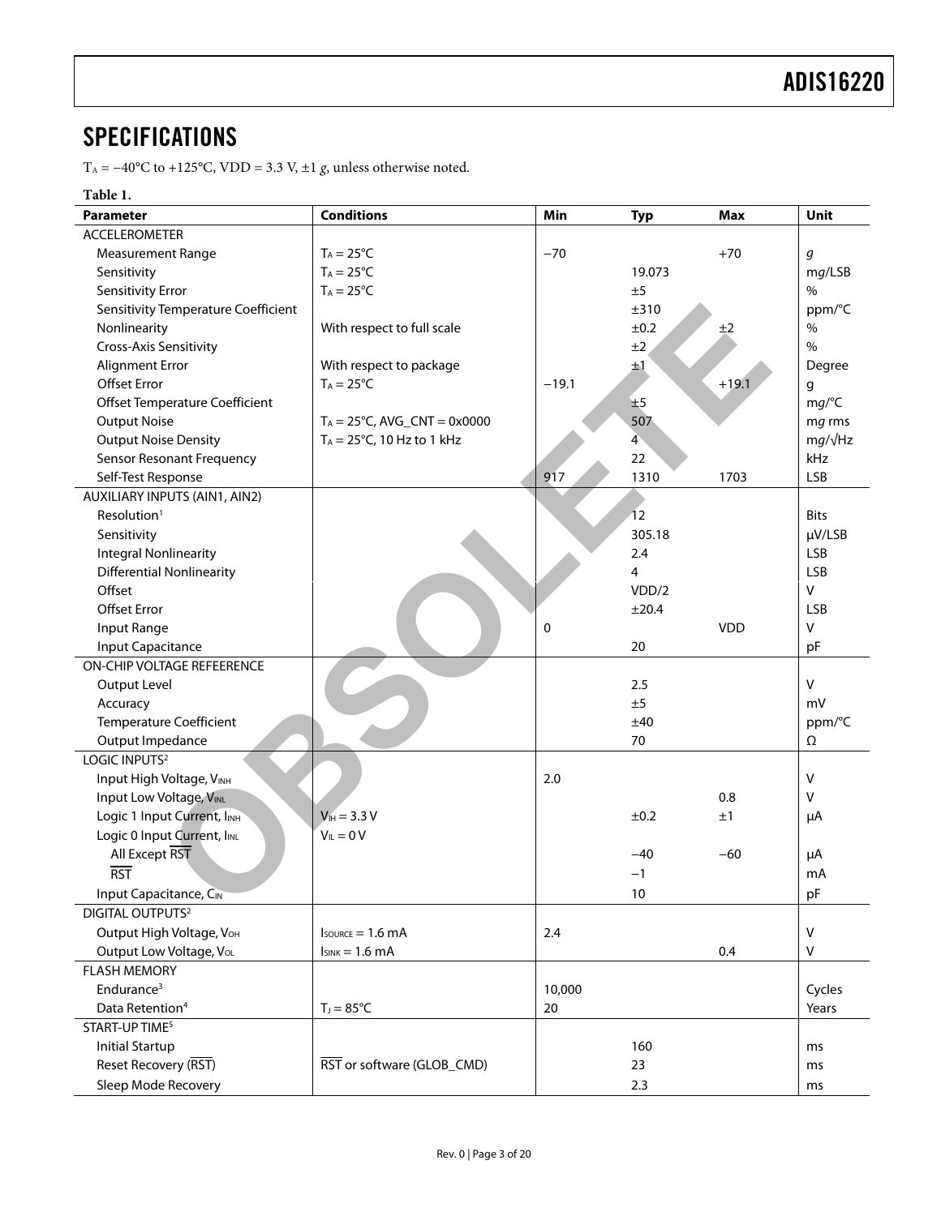## SPECIFICATIONS

$T_A$ = −40°C to +125°C, VDD = 3.3 V, ±1 *g*, unless otherwise noted.

**Table 1.**

| Parameter | Conditions | Min | Typ | Max | Unit |
| --- | --- | --- | --- | --- | --- |
| ACCELEROMETER | | | | | |
| Measurement Range | $T_A$ = 25°C | −70 | | +70 | *g* |
| Sensitivity | $T_A$ = 25°C | | 19.073 | | m*g*/LSB |
| Sensitivity Error | $T_A$ = 25°C | | ±5 | | % |
| Sensitivity Temperature Coefficient | | | ±310 | | ppm/°C |
| Nonlinearity | With respect to full scale | | ±0.2 | ±2 | % |
| Cross-Axis Sensitivity | | | ±2 | | % |
| Alignment Error | With respect to package | | ±1 | | Degree |
| Offset Error | $T_A$ = 25°C | −19.1 | | +19.1 | g |
| Offset Temperature Coefficient | | | ±5 | | m*g*/°C |
| Output Noise | $T_A$ = 25°C, AVG_CNT = 0x0000 | | 507 | | m*g* rms |
| Output Noise Density | $T_A$ = 25°C, 10 Hz to 1 kHz | | 4 | | m*g*/√Hz |
| Sensor Resonant Frequency | | | 22 | | kHz |
| Self-Test Response | | 917 | 1310 | 1703 | LSB |
| AUXILIARY INPUTS (AIN1, AIN2) | | | | | |
| Resolution[1] | | | 12 | | Bits |
| Sensitivity | | | 305.18 | | μV/LSB |
| Integral Nonlinearity | | | 2.4 | | LSB |
| Differential Nonlinearity | | | 4 | | LSB |
| Offset | | | VDD/2 | | V |
| Offset Error | | | ±20.4 | | LSB |
| Input Range | | 0 | | VDD | V |
| Input Capacitance | | | 20 | | pF |
| ON-CHIP VOLTAGE REFEERENCE | | | | | |
| Output Level | | | 2.5 | | V |
| Accuracy | | | ±5 | | mV |
| Temperature Coefficient | | | ±40 | | ppm/°C |
| Output Impedance | | | 70 | | Ω |
| LOGIC INPUTS[2] | | | | | |
| Input High Voltage, $V_{INH}$ | | 2.0 | | | V |
| Input Low Voltage, $V_{INL}$ | | | | 0.8 | V |
| Logic 1 Input Current, $I_{INH}$ | $V_{IH}$ = 3.3 V | | ±0.2 | ±1 | μA |
| Logic 0 Input Current, $I_{INL}$ | $V_{IL}$ = 0 V | | | | |
| All Except $\overline{RST}$ | | | −40 | −60 | μA |
| $\overline{RST}$ | | | −1 | | mA |
| Input Capacitance, $C_{IN}$ | | | 10 | | pF |
| DIGITAL OUTPUTS[2] | | | | | |
| Output High Voltage, $V_{OH}$ | $I_{SOURCE}$ = 1.6 mA | 2.4 | | | V |
| Output Low Voltage, $V_{OL}$ | $I_{SINK}$ = 1.6 mA | | | 0.4 | V |
| FLASH MEMORY | | | | | |
| Endurance[3] | | 10,000 | | | Cycles |
| Data Retention[4] | $T_J$ = 85°C | 20 | | | Years |
| START-UP TIME[5] | | | | | |
| Initial Startup | | | 160 | | ms |
| Reset Recovery ($\overline{RST}$) | $\overline{RST}$ or software (GLOB_CMD) | | 23 | | ms |
| Sleep Mode Recovery | | | 2.3 | | ms |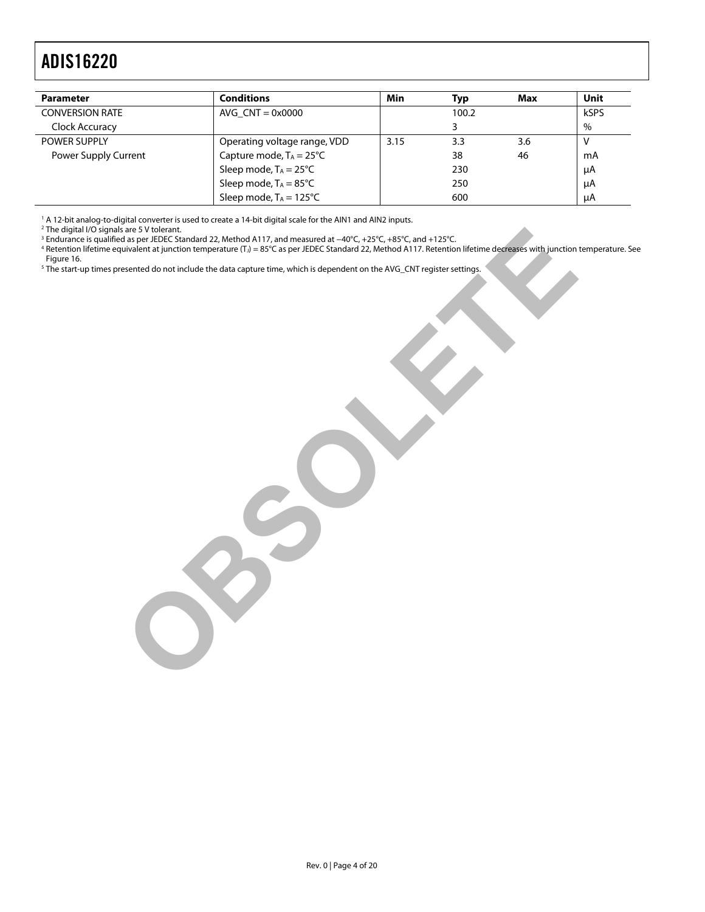| Parameter | Conditions | Min | Typ | Max | Unit |
|---|---|---|---|---|---|
| CONVERSION RATE | AVG_CNT = 0x0000 | | 100.2 | | kSPS |
| Clock Accuracy | | | 3 | | % |
| POWER SUPPLY | Operating voltage range, VDD | 3.15 | 3.3 | 3.6 | V |
| Power Supply Current | Capture mode, $T_A$ = 25°C | | 38 | 46 | mA |
| | Sleep mode, $T_A$ = 25°C | | 230 | | μA |
| | Sleep mode, $T_A$ = 85°C | | 250 | | μA |
| | Sleep mode, $T_A$ = 125°C | | 600 | | μA |

[1] A 12-bit analog-to-digital converter is used to create a 14-bit digital scale for the AIN1 and AIN2 inputs.
[2] The digital I/O signals are 5 V tolerant.
[3] Endurance is qualified as per JEDEC Standard 22, Method A117, and measured at −40°C, +25°C, +85°C, and +125°C.
[4] Retention lifetime equivalent at junction temperature ($T_J$) = 85°C as per JEDEC Standard 22, Method A117. Retention lifetime decreases with junction temperature. See Figure 16.
[5] The start-up times presented do not include the data capture time, which is dependent on the AVG_CNT register settings.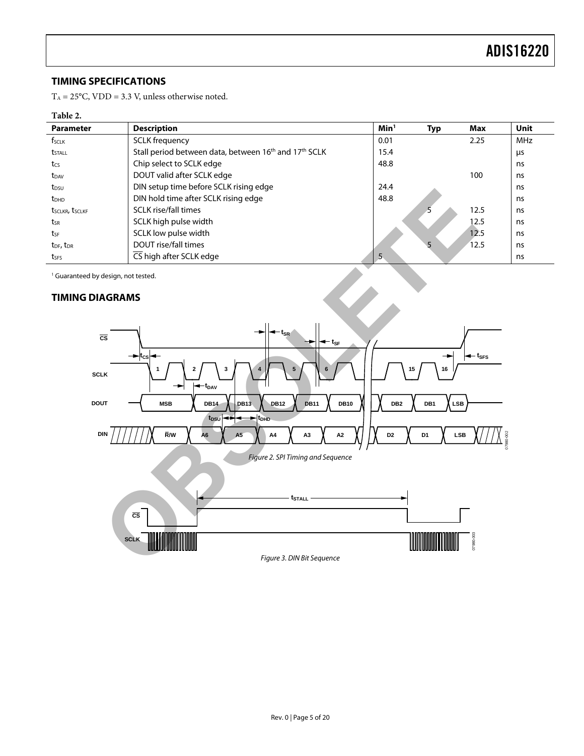## TIMING SPECIFICATIONS

$T_A = 25°C$, VDD = 3.3 V, unless otherwise noted.

**Table 2.**

| Parameter | Description | Min[1] | Typ | Max | Unit |
|---|---|---|---|---|---|
| $f_{SCLK}$ | SCLK frequency | 0.01 | | 2.25 | MHz |
| $t_{STALL}$ | Stall period between data, between 16th and 17th SCLK | 15.4 | | | μs |
| $t_{CS}$ | Chip select to SCLK edge | 48.8 | | | ns |
| $t_{DAV}$ | DOUT valid after SCLK edge | | | 100 | ns |
| $t_{DSU}$ | DIN setup time before SCLK rising edge | 24.4 | | | ns |
| $t_{DHD}$ | DIN hold time after SCLK rising edge | 48.8 | | | ns |
| $t_{SCLKR}$, $t_{SCLKF}$ | SCLK rise/fall times | | 5 | 12.5 | ns |
| $t_{SR}$ | SCLK high pulse width | | | 12.5 | ns |
| $t_{SF}$ | SCLK low pulse width | | | 12.5 | ns |
| $t_{DF}$, $t_{DR}$ | DOUT rise/fall times | | 5 | 12.5 | ns |
| $t_{SFS}$ | $\overline{CS}$ high after SCLK edge | 5 | | | ns |

[1] Guaranteed by design, not tested.

## TIMING DIAGRAMS

CS
SCLK
DOUT
DIN
$t_{CS}$
$t_{SR}$
$t_{SF}$
$t_{SFS}$
$t_{DAV}$
$t_{DSU}$
$t_{DHD}$
1 2 3 4 5 6 15 16
MSB DB14 DB13 DB12 DB11 DB10 DB2 DB1 LSB
R/W A6 A5 A4 A3 A2 D2 D1 LSB
07980-002

*Figure 2. SPI Timing and Sequence*

$t_{STALL}$
CS
SCLK
07980-003

*Figure 3. DIN Bit Sequence*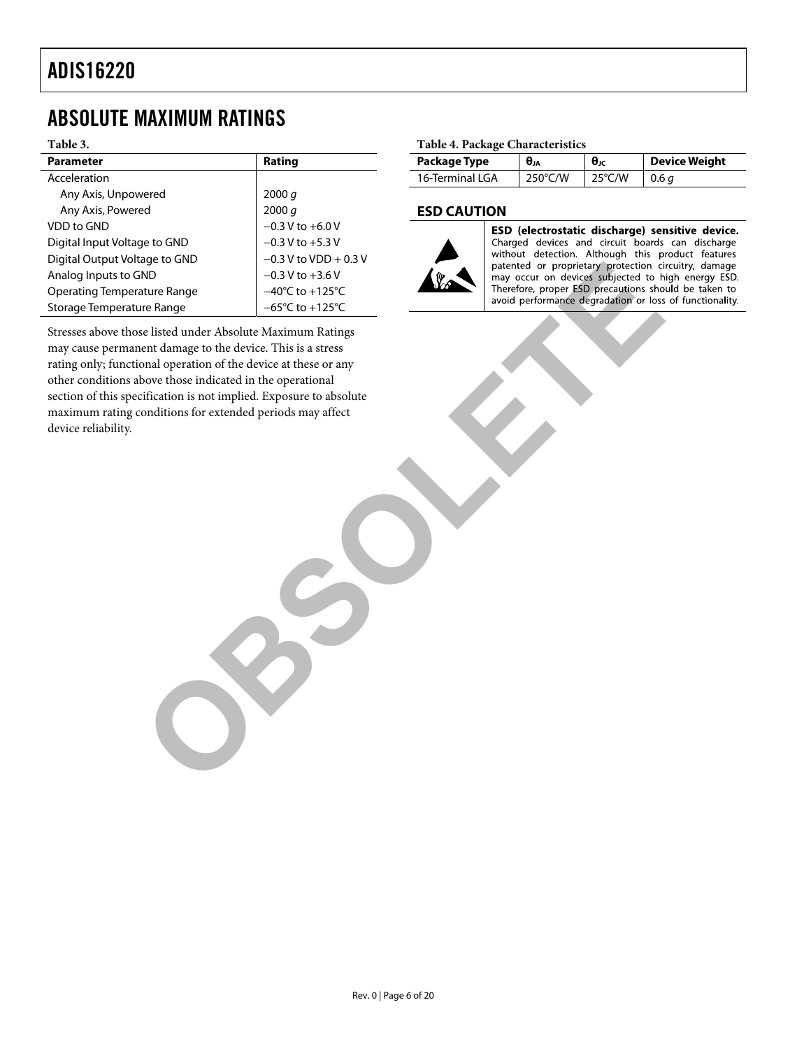## ABSOLUTE MAXIMUM RATINGS

**Table 3.**

| Parameter | Rating |
|---|---|
| Acceleration | |
| Any Axis, Unpowered | 2000 *g* |
| Any Axis, Powered | 2000 *g* |
| VDD to GND | −0.3 V to +6.0 V |
| Digital Input Voltage to GND | −0.3 V to +5.3 V |
| Digital Output Voltage to GND | −0.3 V to VDD + 0.3 V |
| Analog Inputs to GND | −0.3 V to +3.6 V |
| Operating Temperature Range | −40°C to +125°C |
| Storage Temperature Range | −65°C to +125°C |

Stresses above those listed under Absolute Maximum Ratings may cause permanent damage to the device. This is a stress rating only; functional operation of the device at these or any other conditions above those indicated in the operational section of this specification is not implied. Exposure to absolute maximum rating conditions for extended periods may affect device reliability.

**Table 4. Package Characteristics**

| Package Type | $\theta_{JA}$ | $\theta_{JC}$ | Device Weight |
|---|---|---|---|
| 16-Terminal LGA | 250°C/W | 25°C/W | 0.6 *g* |

### ESD CAUTION

**ESD (electrostatic discharge) sensitive device.** Charged devices and circuit boards can discharge without detection. Although this product features patented or proprietary protection circuitry, damage may occur on devices subjected to high energy ESD. Therefore, proper ESD precautions should be taken to avoid performance degradation or loss of functionality.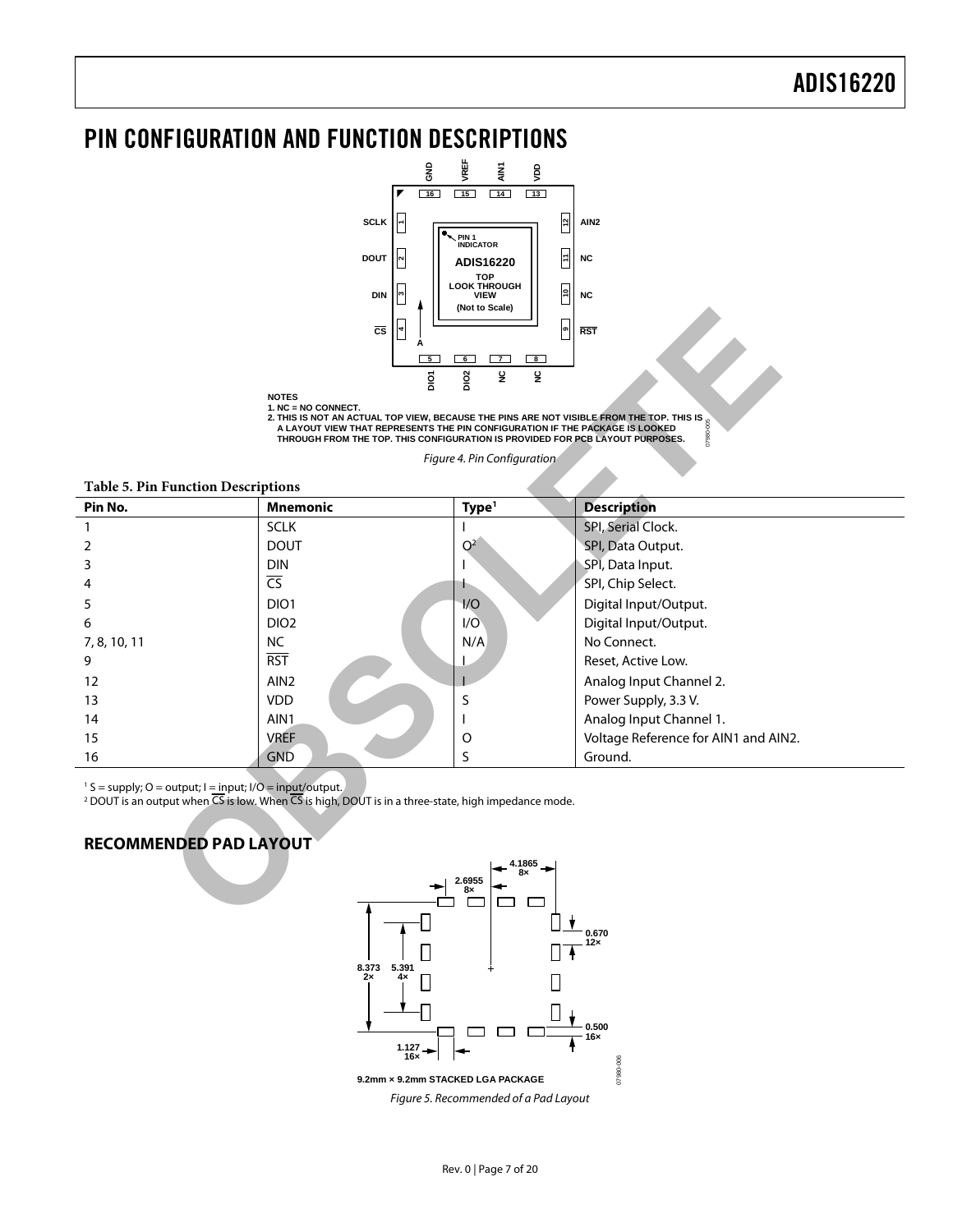# PIN CONFIGURATION AND FUNCTION DESCRIPTIONS

GND VREF AIN1 VDD
16 15 14 13

SCLK 1
DOUT 2
DIN 3
CS 4

12 AIN2
11 NC
10 NC
9 RST

5 6 7 8
DIO1 DIO2 NC NC

PIN 1 INDICATOR
ADIS16220
TOP LOOK THROUGH VIEW
(Not to Scale)
A

NOTES
1. NC = NO CONNECT.
2. THIS IS NOT AN ACTUAL TOP VIEW, BECAUSE THE PINS ARE NOT VISIBLE FROM THE TOP. THIS IS A LAYOUT VIEW THAT REPRESENTS THE PIN CONFIGURATION IF THE PACKAGE IS LOOKED THROUGH FROM THE TOP. THIS CONFIGURATION IS PROVIDED FOR PCB LAYOUT PURPOSES.

07980-005

*Figure 4. Pin Configuration*

**Table 5. Pin Function Descriptions**

| Pin No. | Mnemonic | Type[1] | Description |
|---|---|---|---|
| 1 | SCLK | I | SPI, Serial Clock. |
| 2 | DOUT | O[2] | SPI, Data Output. |
| 3 | DIN | I | SPI, Data Input. |
| 4 | CS | I | SPI, Chip Select. |
| 5 | DIO1 | I/O | Digital Input/Output. |
| 6 | DIO2 | I/O | Digital Input/Output. |
| 7, 8, 10, 11 | NC | N/A | No Connect. |
| 9 | RST | I | Reset, Active Low. |
| 12 | AIN2 | I | Analog Input Channel 2. |
| 13 | VDD | S | Power Supply, 3.3 V. |
| 14 | AIN1 | I | Analog Input Channel 1. |
| 15 | VREF | O | Voltage Reference for AIN1 and AIN2. |
| 16 | GND | S | Ground. |

[1] S = supply; O = output; I = input; I/O = input/output.
[2] DOUT is an output when CS is low. When CS is high, DOUT is in a three-state, high impedance mode.

## RECOMMENDED PAD LAYOUT

4.1865 8×
2.6955 8×
0.670 12×
8.373 2×
5.391 4×
0.500 16×
1.127 16×

9.2mm × 9.2mm STACKED LGA PACKAGE

07980-006

*Figure 5. Recommended of a Pad Layout*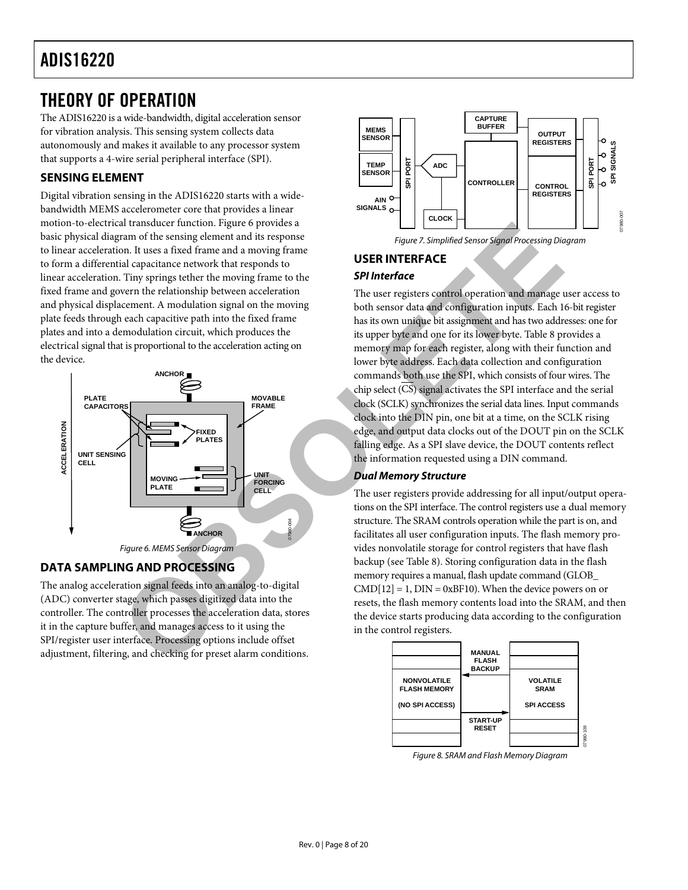# THEORY OF OPERATION

The ADIS16220 is a wide-bandwidth, digital acceleration sensor for vibration analysis. This sensing system collects data autonomously and makes it available to any processor system that supports a 4-wire serial peripheral interface (SPI).

## SENSING ELEMENT

Digital vibration sensing in the ADIS16220 starts with a wide-bandwidth MEMS accelerometer core that provides a linear motion-to-electrical transducer function. Figure 6 provides a basic physical diagram of the sensing element and its response to linear acceleration. It uses a fixed frame and a moving frame to form a differential capacitance network that responds to linear acceleration. Tiny springs tether the moving frame to the fixed frame and govern the relationship between acceleration and physical displacement. A modulation signal on the moving plate feeds through each capacitive path into the fixed frame plates and into a demodulation circuit, which produces the electrical signal that is proportional to the acceleration acting on the device.

Figure 6. MEMS Sensor Diagram

## DATA SAMPLING AND PROCESSING

The analog acceleration signal feeds into an analog-to-digital (ADC) converter stage, which passes digitized data into the controller. The controller processes the acceleration data, stores it in the capture buffer, and manages access to it using the SPI/register user interface. Processing options include offset adjustment, filtering, and checking for preset alarm conditions.

Figure 7. Simplified Sensor Signal Processing Diagram

## USER INTERFACE

### SPI Interface

The user registers control operation and manage user access to both sensor data and configuration inputs. Each 16-bit register has its own unique bit assignment and has two addresses: one for its upper byte and one for its lower byte. Table 8 provides a memory map for each register, along with their function and lower byte address. Each data collection and configuration commands both use the SPI, which consists of four wires. The chip select (CS) signal activates the SPI interface and the serial clock (SCLK) synchronizes the serial data lines. Input commands clock into the DIN pin, one bit at a time, on the SCLK rising edge, and output data clocks out of the DOUT pin on the SCLK falling edge. As a SPI slave device, the DOUT contents reflect the information requested using a DIN command.

### Dual Memory Structure

The user registers provide addressing for all input/output operations on the SPI interface. The control registers use a dual memory structure. The SRAM controls operation while the part is on, and facilitates all user configuration inputs. The flash memory provides nonvolatile storage for control registers that have flash backup (see Table 8). Storing configuration data in the flash memory requires a manual, flash update command (GLOB_CMD[12] = 1, DIN = 0xBF10). When the device powers on or resets, the flash memory contents load into the SRAM, and then the device starts producing data according to the configuration in the control registers.

Figure 8. SRAM and Flash Memory Diagram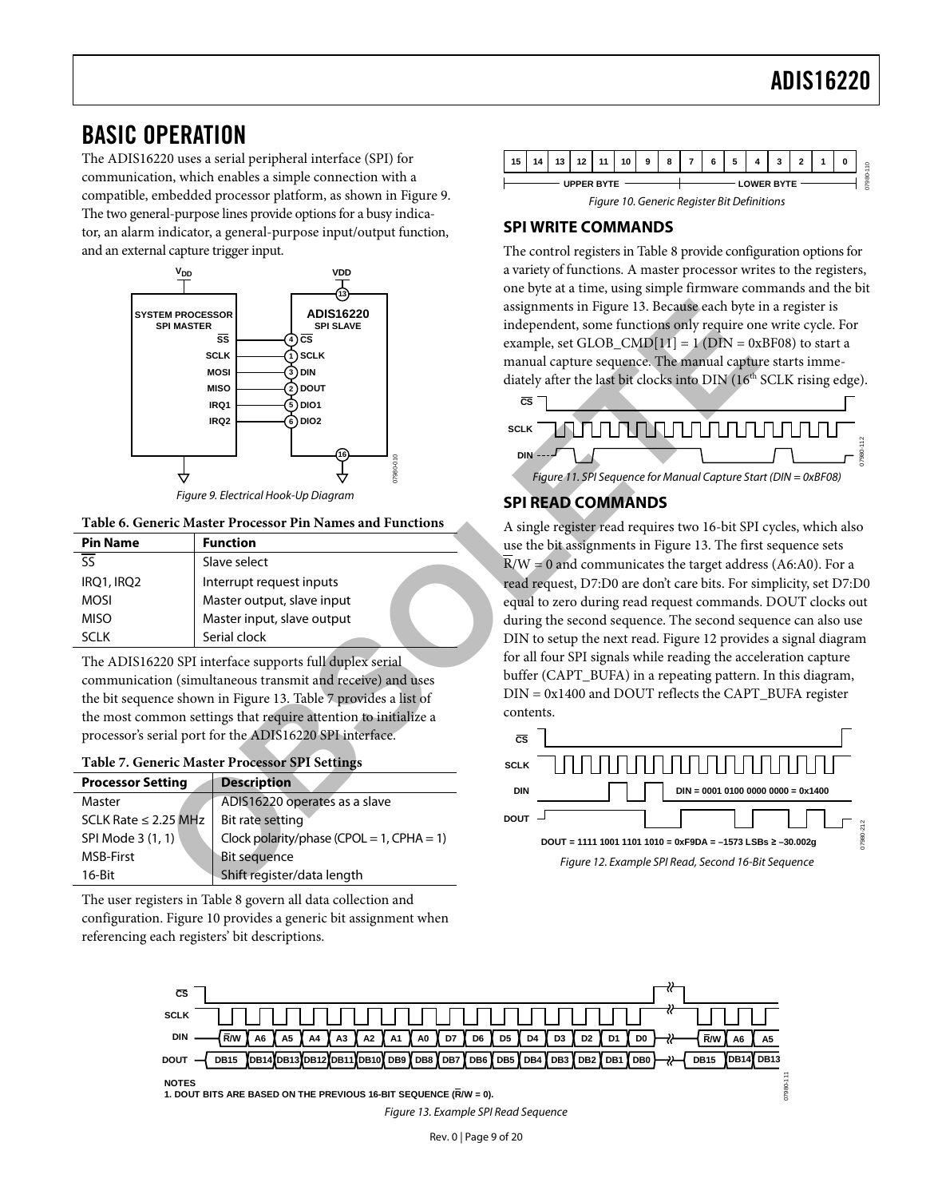# BASIC OPERATION

The ADIS16220 uses a serial peripheral interface (SPI) for communication, which enables a simple connection with a compatible, embedded processor platform, as shown in Figure 9. The two general-purpose lines provide options for a busy indicator, an alarm indicator, a general-purpose input/output function, and an external capture trigger input.

$V_{DD}$

VDD

13

SYSTEM PROCESSOR
SPI MASTER

ADIS16220
SPI SLAVE

SS — 4 CS
SCLK — 1 SCLK
MOSI — 3 DIN
MISO — 2 DOUT
IRQ1 — 5 DIO1
IRQ2 — 6 DIO2

16

07980-010

Figure 9. Electrical Hook-Up Diagram

**Table 6. Generic Master Processor Pin Names and Functions**

| Pin Name | Function |
|---|---|
| SS | Slave select |
| IRQ1, IRQ2 | Interrupt request inputs |
| MOSI | Master output, slave input |
| MISO | Master input, slave output |
| SCLK | Serial clock |

The ADIS16220 SPI interface supports full duplex serial communication (simultaneous transmit and receive) and uses the bit sequence shown in Figure 13. Table 7 provides a list of the most common settings that require attention to initialize a processor's serial port for the ADIS16220 SPI interface.

**Table 7. Generic Master Processor SPI Settings**

| Processor Setting | Description |
|---|---|
| Master | ADIS16220 operates as a slave |
| SCLK Rate ≤ 2.25 MHz | Bit rate setting |
| SPI Mode 3 (1, 1) | Clock polarity/phase (CPOL = 1, CPHA = 1) |
| MSB-First | Bit sequence |
| 16-Bit | Shift register/data length |

The user registers in Table 8 govern all data collection and configuration. Figure 10 provides a generic bit assignment when referencing each registers' bit descriptions.

15 14 13 12 11 10 9 8 7 6 5 4 3 2 1 0

UPPER BYTE    LOWER BYTE

07980-110

Figure 10. Generic Register Bit Definitions

## SPI WRITE COMMANDS

The control registers in Table 8 provide configuration options for a variety of functions. A master processor writes to the registers, one byte at a time, using simple firmware commands and the bit assignments in Figure 13. Because each byte in a register is independent, some functions only require one write cycle. For example, set GLOB_CMD[11] = 1 (DIN = 0xBF08) to start a manual capture sequence. The manual capture starts immediately after the last bit clocks into DIN (16th SCLK rising edge).

CS

SCLK

DIN

07980-112

Figure 11. SPI Sequence for Manual Capture Start (DIN = 0xBF08)

## SPI READ COMMANDS

A single register read requires two 16-bit SPI cycles, which also use the bit assignments in Figure 13. The first sequence sets R/W = 0 and communicates the target address (A6:A0). For a read request, D7:D0 are don't care bits. For simplicity, set D7:D0 equal to zero during read request commands. DOUT clocks out during the second sequence. The second sequence can also use DIN to setup the next read. Figure 12 provides a signal diagram for all four SPI signals while reading the acceleration capture buffer (CAPT_BUFA) in a repeating pattern. In this diagram, DIN = 0x1400 and DOUT reflects the CAPT_BUFA register contents.

CS

SCLK

DIN

DIN = 0001 0100 0000 0000 = 0x1400

DOUT

DOUT = 1111 1001 1101 1010 = 0xF9DA = –1573 LSBs ≥ –30.002g

07980-212

Figure 12. Example SPI Read, Second 16-Bit Sequence

CS

SCLK

DIN: R/W A6 A5 A4 A3 A2 A1 A0 D7 D6 D5 D4 D3 D2 D1 D0 … R/W A6 A5

DOUT: DB15 DB14 DB13 DB12 DB11 DB10 DB9 DB8 DB7 DB6 DB5 DB4 DB3 DB2 DB1 DB0 … DB15 DB14 DB13

NOTES
1. DOUT BITS ARE BASED ON THE PREVIOUS 16-BIT SEQUENCE (R/W = 0).

07980-111

Figure 13. Example SPI Read Sequence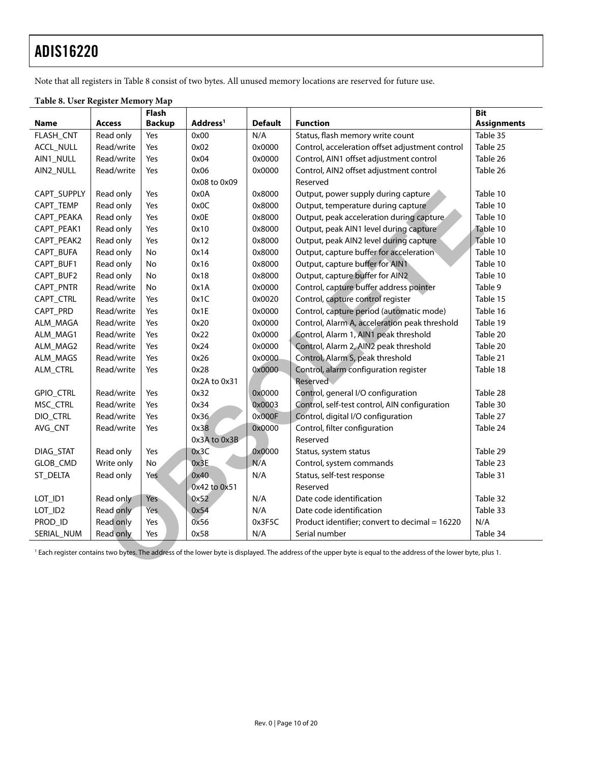Note that all registers in Table 8 consist of two bytes. All unused memory locations are reserved for future use.

**Table 8. User Register Memory Map**

| Name | Access | Flash Backup | Address[1] | Default | Function | Bit Assignments |
|---|---|---|---|---|---|---|
| FLASH_CNT | Read only | Yes | 0x00 | N/A | Status, flash memory write count | Table 35 |
| ACCL_NULL | Read/write | Yes | 0x02 | 0x0000 | Control, acceleration offset adjustment control | Table 25 |
| AIN1_NULL | Read/write | Yes | 0x04 | 0x0000 | Control, AIN1 offset adjustment control | Table 26 |
| AIN2_NULL | Read/write | Yes | 0x06 | 0x0000 | Control, AIN2 offset adjustment control | Table 26 |
| | | | 0x08 to 0x09 | | Reserved | |
| CAPT_SUPPLY | Read only | Yes | 0x0A | 0x8000 | Output, power supply during capture | Table 10 |
| CAPT_TEMP | Read only | Yes | 0x0C | 0x8000 | Output, temperature during capture | Table 10 |
| CAPT_PEAKA | Read only | Yes | 0x0E | 0x8000 | Output, peak acceleration during capture | Table 10 |
| CAPT_PEAK1 | Read only | Yes | 0x10 | 0x8000 | Output, peak AIN1 level during capture | Table 10 |
| CAPT_PEAK2 | Read only | Yes | 0x12 | 0x8000 | Output, peak AIN2 level during capture | Table 10 |
| CAPT_BUFA | Read only | No | 0x14 | 0x8000 | Output, capture buffer for acceleration | Table 10 |
| CAPT_BUF1 | Read only | No | 0x16 | 0x8000 | Output, capture buffer for AIN1 | Table 10 |
| CAPT_BUF2 | Read only | No | 0x18 | 0x8000 | Output, capture buffer for AIN2 | Table 10 |
| CAPT_PNTR | Read/write | No | 0x1A | 0x0000 | Control, capture buffer address pointer | Table 9 |
| CAPT_CTRL | Read/write | Yes | 0x1C | 0x0020 | Control, capture control register | Table 15 |
| CAPT_PRD | Read/write | Yes | 0x1E | 0x0000 | Control, capture period (automatic mode) | Table 16 |
| ALM_MAGA | Read/write | Yes | 0x20 | 0x0000 | Control, Alarm A, acceleration peak threshold | Table 19 |
| ALM_MAG1 | Read/write | Yes | 0x22 | 0x0000 | Control, Alarm 1, AIN1 peak threshold | Table 20 |
| ALM_MAG2 | Read/write | Yes | 0x24 | 0x0000 | Control, Alarm 2, AIN2 peak threshold | Table 20 |
| ALM_MAGS | Read/write | Yes | 0x26 | 0x0000 | Control, Alarm S, peak threshold | Table 21 |
| ALM_CTRL | Read/write | Yes | 0x28 | 0x0000 | Control, alarm configuration register | Table 18 |
| | | | 0x2A to 0x31 | | Reserved | |
| GPIO_CTRL | Read/write | Yes | 0x32 | 0x0000 | Control, general I/O configuration | Table 28 |
| MSC_CTRL | Read/write | Yes | 0x34 | 0x0003 | Control, self-test control, AIN configuration | Table 30 |
| DIO_CTRL | Read/write | Yes | 0x36 | 0x000F | Control, digital I/O configuration | Table 27 |
| AVG_CNT | Read/write | Yes | 0x38 | 0x0000 | Control, filter configuration | Table 24 |
| | | | 0x3A to 0x3B | | Reserved | |
| DIAG_STAT | Read only | Yes | 0x3C | 0x0000 | Status, system status | Table 29 |
| GLOB_CMD | Write only | No | 0x3E | N/A | Control, system commands | Table 23 |
| ST_DELTA | Read only | Yes | 0x40 | N/A | Status, self-test response | Table 31 |
| | | | 0x42 to 0x51 | | Reserved | |
| LOT_ID1 | Read only | Yes | 0x52 | N/A | Date code identification | Table 32 |
| LOT_ID2 | Read only | Yes | 0x54 | N/A | Date code identification | Table 33 |
| PROD_ID | Read only | Yes | 0x56 | 0x3F5C | Product identifier; convert to decimal = 16220 | N/A |
| SERIAL_NUM | Read only | Yes | 0x58 | N/A | Serial number | Table 34 |

[1] Each register contains two bytes. The address of the lower byte is displayed. The address of the upper byte is equal to the address of the lower byte, plus 1.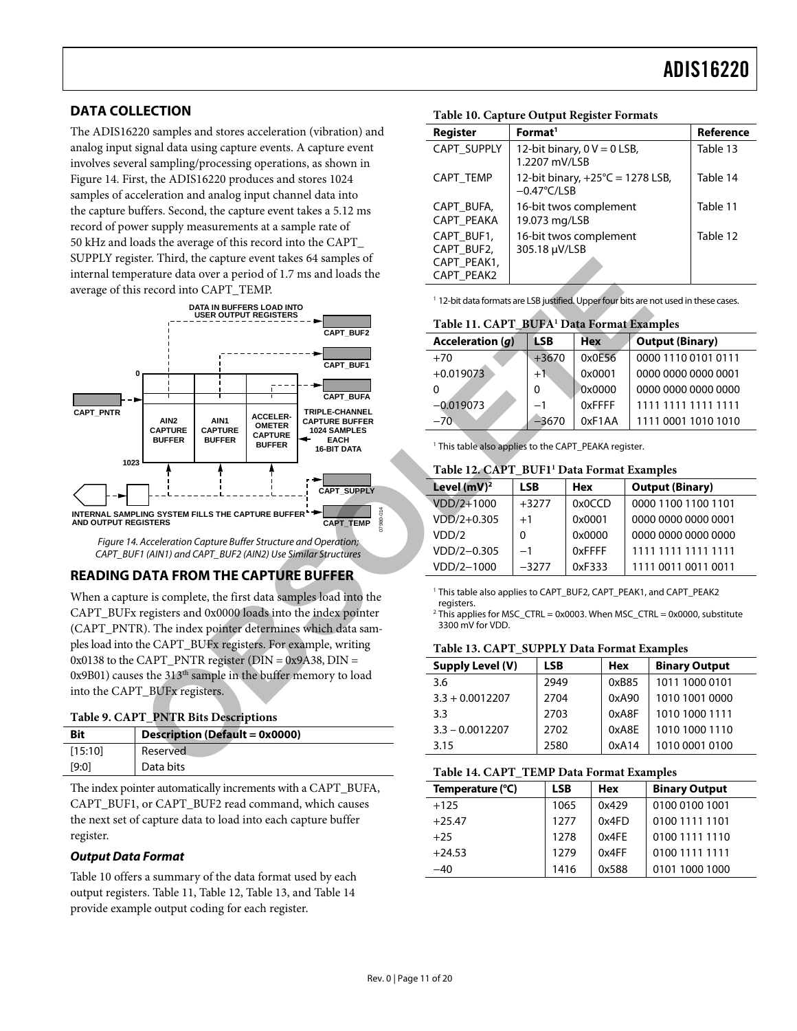## DATA COLLECTION

The ADIS16220 samples and stores acceleration (vibration) and analog input signal data using capture events. A capture event involves several sampling/processing operations, as shown in Figure 14. First, the ADIS16220 produces and stores 1024 samples of acceleration and analog input channel data into the capture buffers. Second, the capture event takes a 5.12 ms record of power supply measurements at a sample rate of 50 kHz and loads the average of this record into the CAPT_SUPPLY register. Third, the capture event takes 64 samples of internal temperature data over a period of 1.7 ms and loads the average of this record into CAPT_TEMP.

DATA IN BUFFERS LOAD INTO USER OUTPUT REGISTERS

CAPT_BUF2

CAPT_BUF1

CAPT_BUFA

CAPT_PNTR

0

1023

AIN2 CAPTURE BUFFER

AIN1 CAPTURE BUFFER

ACCELEROMETER CAPTURE BUFFER

TRIPLE-CHANNEL CAPTURE BUFFER 1024 SAMPLES EACH 16-BIT DATA

CAPT_SUPPLY

CAPT_TEMP

INTERNAL SAMPLING SYSTEM FILLS THE CAPTURE BUFFER AND OUTPUT REGISTERS

07980-014

*Figure 14. Acceleration Capture Buffer Structure and Operation; CAPT_BUF1 (AIN1) and CAPT_BUF2 (AIN2) Use Similar Structures*

## READING DATA FROM THE CAPTURE BUFFER

When a capture is complete, the first data samples load into the CAPT_BUFx registers and 0x0000 loads into the index pointer (CAPT_PNTR). The index pointer determines which data samples load into the CAPT_BUFx registers. For example, writing 0x0138 to the CAPT_PNTR register (DIN = 0x9A38, DIN = 0x9B01) causes the 313th sample in the buffer memory to load into the CAPT_BUFx registers.

**Table 9. CAPT_PNTR Bits Descriptions**

| Bit | Description (Default = 0x0000) |
|---|---|
| [15:10] | Reserved |
| [9:0] | Data bits |

The index pointer automatically increments with a CAPT_BUFA, CAPT_BUF1, or CAPT_BUF2 read command, which causes the next set of capture data to load into each capture buffer register.

### *Output Data Format*

Table 10 offers a summary of the data format used by each output registers. Table 11, Table 12, Table 13, and Table 14 provide example output coding for each register.

**Table 10. Capture Output Register Formats**

| Register | Format[1] | Reference |
|---|---|---|
| CAPT_SUPPLY | 12-bit binary, 0 V = 0 LSB, 1.2207 mV/LSB | Table 13 |
| CAPT_TEMP | 12-bit binary, +25°C = 1278 LSB, −0.47°C/LSB | Table 14 |
| CAPT_BUFA, CAPT_PEAKA | 16-bit twos complement 19.073 mg/LSB | Table 11 |
| CAPT_BUF1, CAPT_BUF2, CAPT_PEAK1, CAPT_PEAK2 | 16-bit twos complement 305.18 μV/LSB | Table 12 |

[1] 12-bit data formats are LSB justified. Upper four bits are not used in these cases.

**Table 11. CAPT_BUFA[1] Data Format Examples**

| Acceleration (*g*) | LSB | Hex | Output (Binary) |
|---|---|---|---|
| +70 | +3670 | 0x0E56 | 0000 1110 0101 0111 |
| +0.019073 | +1 | 0x0001 | 0000 0000 0000 0001 |
| 0 | 0 | 0x0000 | 0000 0000 0000 0000 |
| −0.019073 | −1 | 0xFFFF | 1111 1111 1111 1111 |
| −70 | −3670 | 0xF1AA | 1111 0001 1010 1010 |

[1] This table also applies to the CAPT_PEAKA register.

**Table 12. CAPT_BUF1[1] Data Format Examples**

| Level (mV)[2] | LSB | Hex | Output (Binary) |
|---|---|---|---|
| VDD/2+1000 | +3277 | 0x0CCD | 0000 1100 1100 1101 |
| VDD/2+0.305 | +1 | 0x0001 | 0000 0000 0000 0001 |
| VDD/2 | 0 | 0x0000 | 0000 0000 0000 0000 |
| VDD/2−0.305 | −1 | 0xFFFF | 1111 1111 1111 1111 |
| VDD/2−1000 | −3277 | 0xF333 | 1111 0011 0011 0011 |

[1] This table also applies to CAPT_BUF2, CAPT_PEAK1, and CAPT_PEAK2 registers.
[2] This applies for MSC_CTRL = 0x0003. When MSC_CTRL = 0x0000, substitute 3300 mV for VDD.

**Table 13. CAPT_SUPPLY Data Format Examples**

| Supply Level (V) | LSB | Hex | Binary Output |
|---|---|---|---|
| 3.6 | 2949 | 0xB85 | 1011 1000 0101 |
| 3.3 + 0.0012207 | 2704 | 0xA90 | 1010 1001 0000 |
| 3.3 | 2703 | 0xA8F | 1010 1000 1111 |
| 3.3 − 0.0012207 | 2702 | 0xA8E | 1010 1000 1110 |
| 3.15 | 2580 | 0xA14 | 1010 0001 0100 |

**Table 14. CAPT_TEMP Data Format Examples**

| Temperature (°C) | LSB | Hex | Binary Output |
|---|---|---|---|
| +125 | 1065 | 0x429 | 0100 0100 1001 |
| +25.47 | 1277 | 0x4FD | 0100 1111 1101 |
| +25 | 1278 | 0x4FE | 0100 1111 1110 |
| +24.53 | 1279 | 0x4FF | 0100 1111 1111 |
| −40 | 1416 | 0x588 | 0101 1000 1000 |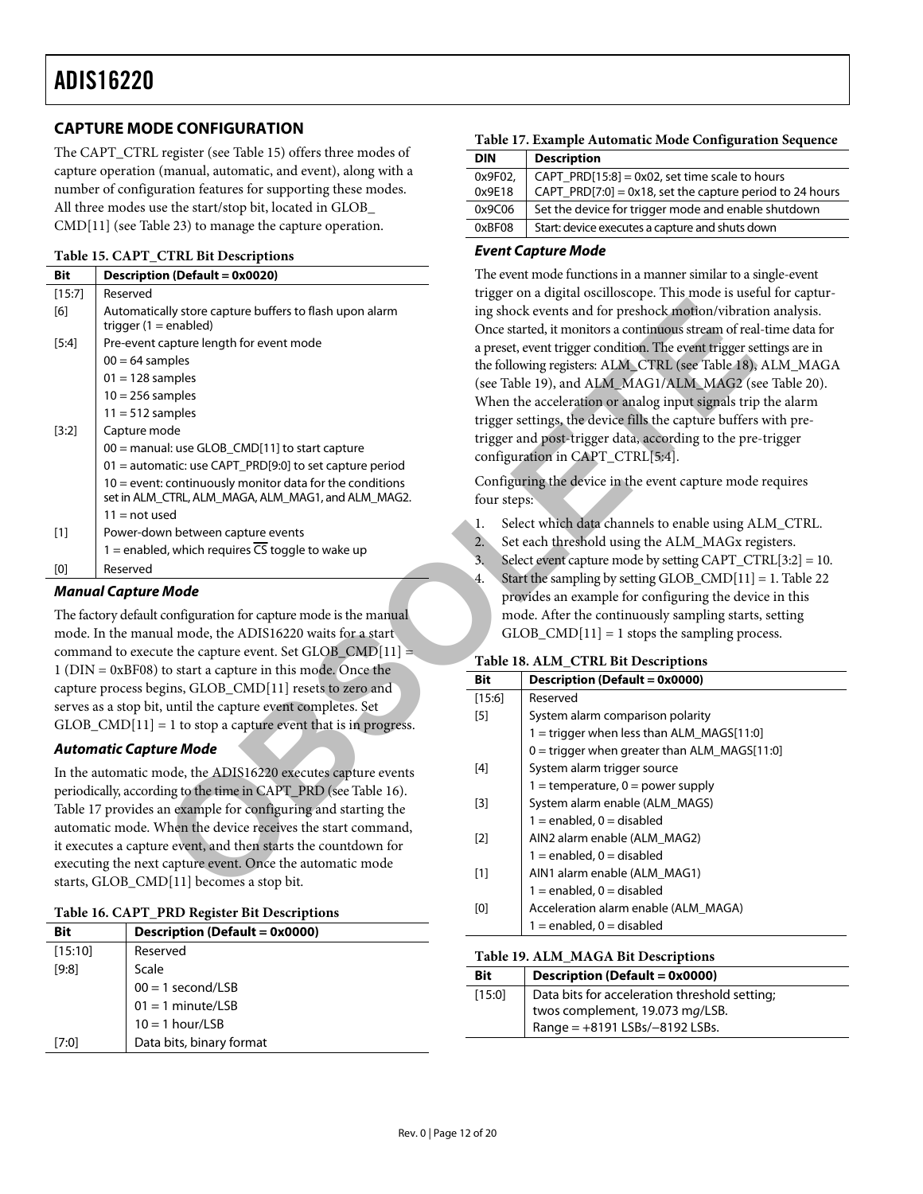## CAPTURE MODE CONFIGURATION

The CAPT_CTRL register (see Table 15) offers three modes of capture operation (manual, automatic, and event), along with a number of configuration features for supporting these modes. All three modes use the start/stop bit, located in GLOB_CMD[11] (see Table 23) to manage the capture operation.

**Table 15. CAPT_CTRL Bit Descriptions**

| Bit | Description (Default = 0x0020) |
|---|---|
| [15:7] | Reserved |
| [6] | Automatically store capture buffers to flash upon alarm trigger (1 = enabled) |
| [5:4] | Pre-event capture length for event mode |
| | 00 = 64 samples |
| | 01 = 128 samples |
| | 10 = 256 samples |
| | 11 = 512 samples |
| [3:2] | Capture mode |
| | 00 = manual: use GLOB_CMD[11] to start capture |
| | 01 = automatic: use CAPT_PRD[9:0] to set capture period |
| | 10 = event: continuously monitor data for the conditions set in ALM_CTRL, ALM_MAGA, ALM_MAG1, and ALM_MAG2. |
| | 11 = not used |
| [1] | Power-down between capture events |
| | 1 = enabled, which requires $\overline{CS}$ toggle to wake up |
| [0] | Reserved |

### *Manual Capture Mode*

The factory default configuration for capture mode is the manual mode. In the manual mode, the ADIS16220 waits for a start command to execute the capture event. Set GLOB_CMD[11] = 1 (DIN = 0xBF08) to start a capture in this mode. Once the capture process begins, GLOB_CMD[11] resets to zero and serves as a stop bit, until the capture event completes. Set GLOB_CMD[11] = 1 to stop a capture event that is in progress.

### *Automatic Capture Mode*

In the automatic mode, the ADIS16220 executes capture events periodically, according to the time in CAPT_PRD (see Table 16). Table 17 provides an example for configuring and starting the automatic mode. When the device receives the start command, it executes a capture event, and then starts the countdown for executing the next capture event. Once the automatic mode starts, GLOB_CMD[11] becomes a stop bit.

**Table 16. CAPT_PRD Register Bit Descriptions**

| Bit | Description (Default = 0x0000) |
|---|---|
| [15:10] | Reserved |
| [9:8] | Scale |
| | 00 = 1 second/LSB |
| | 01 = 1 minute/LSB |
| | 10 = 1 hour/LSB |
| [7:0] | Data bits, binary format |

**Table 17. Example Automatic Mode Configuration Sequence**

| DIN | Description |
|---|---|
| 0x9F02, 0x9E18 | CAPT_PRD[15:8] = 0x02, set time scale to hours; CAPT_PRD[7:0] = 0x18, set the capture period to 24 hours |
| 0x9C06 | Set the device for trigger mode and enable shutdown |
| 0xBF08 | Start: device executes a capture and shuts down |

### *Event Capture Mode*

The event mode functions in a manner similar to a single-event trigger on a digital oscilloscope. This mode is useful for capturing shock events and for preshock motion/vibration analysis. Once started, it monitors a continuous stream of real-time data for a preset, event trigger condition. The event trigger settings are in the following registers: ALM_CTRL (see Table 18), ALM_MAGA (see Table 19), and ALM_MAG1/ALM_MAG2 (see Table 20). When the acceleration or analog input signals trip the alarm trigger settings, the device fills the capture buffers with pre-trigger and post-trigger data, according to the pre-trigger configuration in CAPT_CTRL[5:4].

Configuring the device in the event capture mode requires four steps:

1. Select which data channels to enable using ALM_CTRL.
2. Set each threshold using the ALM_MAGx registers.
3. Select event capture mode by setting CAPT_CTRL[3:2] = 10.
4. Start the sampling by setting GLOB_CMD[11] = 1. Table 22 provides an example for configuring the device in this mode. After the continuously sampling starts, setting GLOB_CMD[11] = 1 stops the sampling process.

**Table 18. ALM_CTRL Bit Descriptions**

| Bit | Description (Default = 0x0000) |
|---|---|
| [15:6] | Reserved |
| [5] | System alarm comparison polarity |
| | 1 = trigger when less than ALM_MAGS[11:0] |
| | 0 = trigger when greater than ALM_MAGS[11:0] |
| [4] | System alarm trigger source |
| | 1 = temperature, 0 = power supply |
| [3] | System alarm enable (ALM_MAGS) |
| | 1 = enabled, 0 = disabled |
| [2] | AIN2 alarm enable (ALM_MAG2) |
| | 1 = enabled, 0 = disabled |
| [1] | AIN1 alarm enable (ALM_MAG1) |
| | 1 = enabled, 0 = disabled |
| [0] | Acceleration alarm enable (ALM_MAGA) |
| | 1 = enabled, 0 = disabled |

**Table 19. ALM_MAGA Bit Descriptions**

| Bit | Description (Default = 0x0000) |
|---|---|
| [15:0] | Data bits for acceleration threshold setting; twos complement, 19.073 m*g*/LSB. Range = +8191 LSBs/−8192 LSBs. |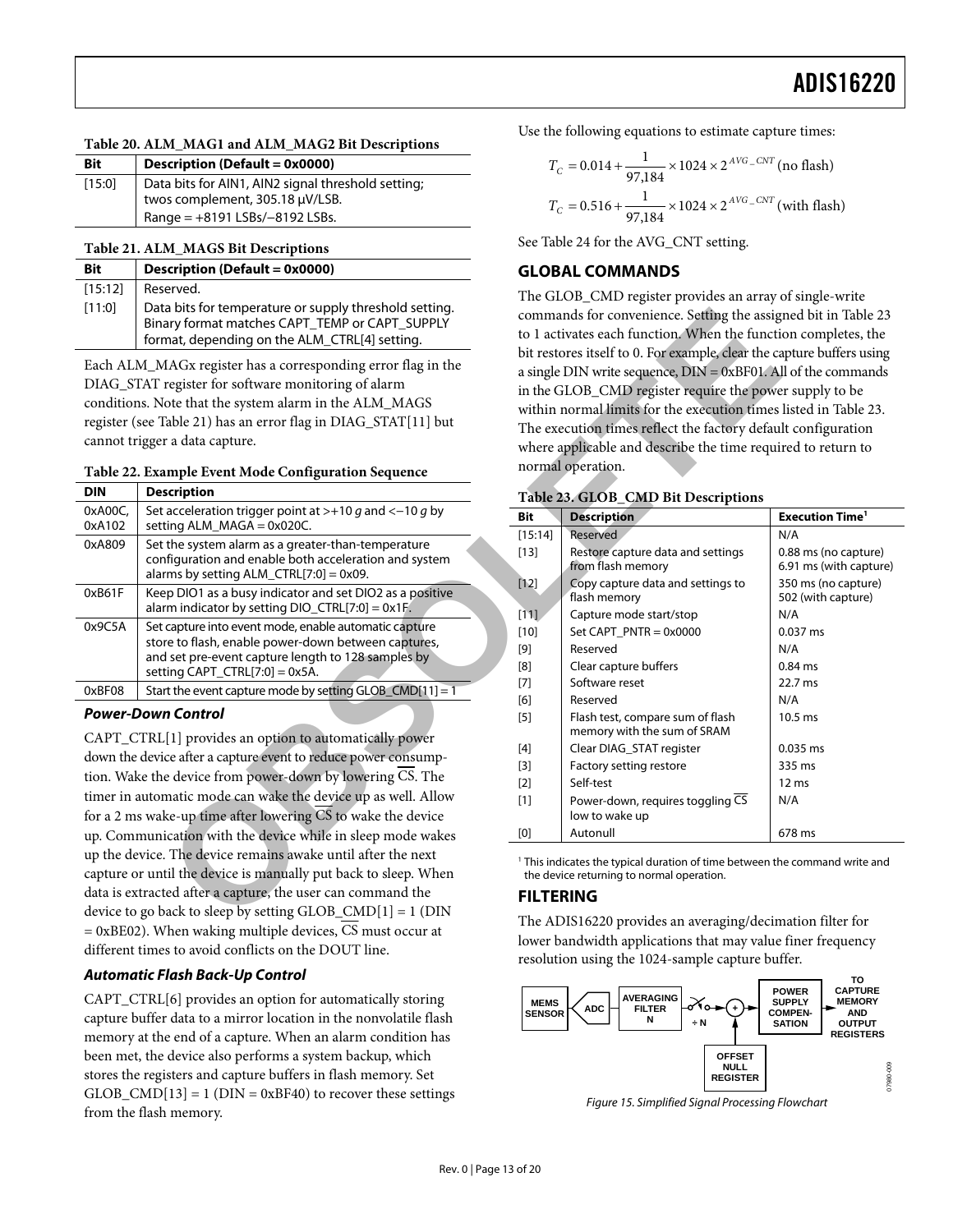**Table 20. ALM_MAG1 and ALM_MAG2 Bit Descriptions**

| Bit | Description (Default = 0x0000) |
|---|---|
| [15:0] | Data bits for AIN1, AIN2 signal threshold setting; twos complement, 305.18 μV/LSB. Range = +8191 LSBs/−8192 LSBs. |

**Table 21. ALM_MAGS Bit Descriptions**

| Bit | Description (Default = 0x0000) |
|---|---|
| [15:12] | Reserved. |
| [11:0] | Data bits for temperature or supply threshold setting. Binary format matches CAPT_TEMP or CAPT_SUPPLY format, depending on the ALM_CTRL[4] setting. |

Each ALM_MAGx register has a corresponding error flag in the DIAG_STAT register for software monitoring of alarm conditions. Note that the system alarm in the ALM_MAGS register (see Table 21) has an error flag in DIAG_STAT[11] but cannot trigger a data capture.

**Table 22. Example Event Mode Configuration Sequence**

| DIN | Description |
|---|---|
| 0xA00C, 0xA102 | Set acceleration trigger point at >+10 *g* and <−10 *g* by setting ALM_MAGA = 0x020C. |
| 0xA809 | Set the system alarm as a greater-than-temperature configuration and enable both acceleration and system alarms by setting ALM_CTRL[7:0] = 0x09. |
| 0xB61F | Keep DIO1 as a busy indicator and set DIO2 as a positive alarm indicator by setting DIO_CTRL[7:0] = 0x1F. |
| 0x9C5A | Set capture into event mode, enable automatic capture store to flash, enable power-down between captures, and set pre-event capture length to 128 samples by setting CAPT_CTRL[7:0] = 0x5A. |
| 0xBF08 | Start the event capture mode by setting GLOB_CMD[11] = 1 |

### Power-Down Control

CAPT_CTRL[1] provides an option to automatically power down the device after a capture event to reduce power consumption. Wake the device from power-down by lowering $\overline{CS}$. The timer in automatic mode can wake the device up as well. Allow for a 2 ms wake-up time after lowering $\overline{CS}$ to wake the device up. Communication with the device while in sleep mode wakes up the device. The device remains awake until after the next capture or until the device is manually put back to sleep. When data is extracted after a capture, the user can command the device to go back to sleep by setting GLOB_CMD[1] = 1 (DIN = 0xBE02). When waking multiple devices, $\overline{CS}$ must occur at different times to avoid conflicts on the DOUT line.

### Automatic Flash Back-Up Control

CAPT_CTRL[6] provides an option for automatically storing capture buffer data to a mirror location in the nonvolatile flash memory at the end of a capture. When an alarm condition has been met, the device also performs a system backup, which stores the registers and capture buffers in flash memory. Set GLOB_CMD[13] = 1 (DIN = 0xBF40) to recover these settings from the flash memory.

Use the following equations to estimate capture times:

$$T_C = 0.014 + \frac{1}{97{,}184} \times 1024 \times 2^{AVG\_CNT} \text{ (no flash)}$$

$$T_C = 0.516 + \frac{1}{97{,}184} \times 1024 \times 2^{AVG\_CNT} \text{ (with flash)}$$

See Table 24 for the AVG_CNT setting.

## GLOBAL COMMANDS

The GLOB_CMD register provides an array of single-write commands for convenience. Setting the assigned bit in Table 23 to 1 activates each function. When the function completes, the bit restores itself to 0. For example, clear the capture buffers using a single DIN write sequence, DIN = 0xBF01. All of the commands in the GLOB_CMD register require the power supply to be within normal limits for the execution times listed in Table 23. The execution times reflect the factory default configuration where applicable and describe the time required to return to normal operation.

**Table 23. GLOB_CMD Bit Descriptions**

| Bit | Description | Execution Time[1] |
|---|---|---|
| [15:14] | Reserved | N/A |
| [13] | Restore capture data and settings from flash memory | 0.88 ms (no capture) 6.91 ms (with capture) |
| [12] | Copy capture data and settings to flash memory | 350 ms (no capture) 502 (with capture) |
| [11] | Capture mode start/stop | N/A |
| [10] | Set CAPT_PNTR = 0x0000 | 0.037 ms |
| [9] | Reserved | N/A |
| [8] | Clear capture buffers | 0.84 ms |
| [7] | Software reset | 22.7 ms |
| [6] | Reserved | N/A |
| [5] | Flash test, compare sum of flash memory with the sum of SRAM | 10.5 ms |
| [4] | Clear DIAG_STAT register | 0.035 ms |
| [3] | Factory setting restore | 335 ms |
| [2] | Self-test | 12 ms |
| [1] | Power-down, requires toggling $\overline{CS}$ low to wake up | N/A |
| [0] | Autonull | 678 ms |

[1] This indicates the typical duration of time between the command write and the device returning to normal operation.

## FILTERING

The ADIS16220 provides an averaging/decimation filter for lower bandwidth applications that may value finer frequency resolution using the 1024-sample capture buffer.

MEMS SENSOR
ADC
AVERAGING FILTER N
÷ N
+
OFFSET NULL REGISTER
POWER SUPPLY COMPEN-SATION
TO CAPTURE MEMORY AND OUTPUT REGISTERS
07980-009

Figure 15. Simplified Signal Processing Flowchart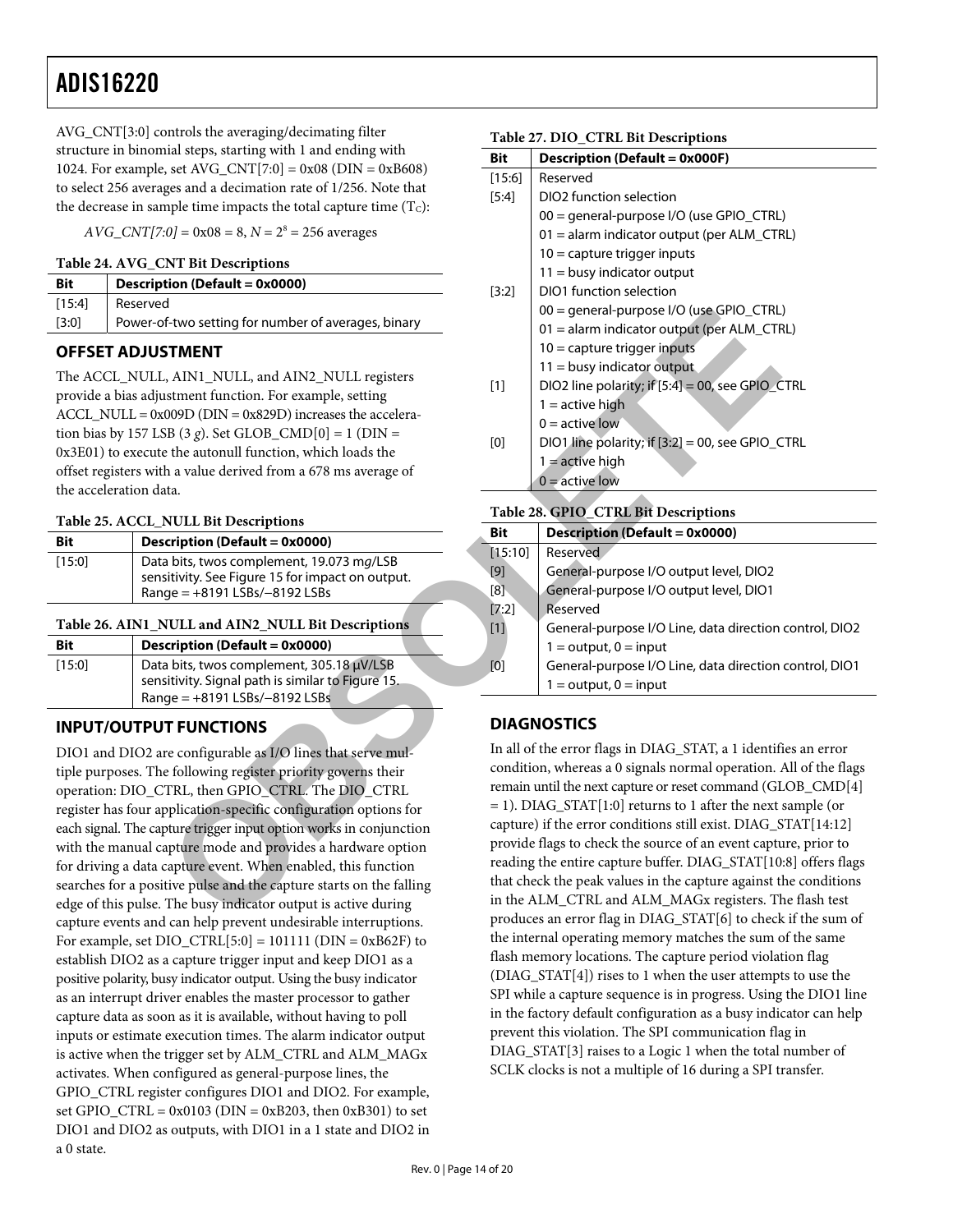AVG_CNT[3:0] controls the averaging/decimating filter structure in binomial steps, starting with 1 and ending with 1024. For example, set AVG_CNT[7:0] = 0x08 (DIN = 0xB608) to select 256 averages and a decimation rate of 1/256. Note that the decrease in sample time impacts the total capture time ($T_C$):

$$AVG\_CNT[7:0] = 0x08 = 8, N = 2^8 = 256 \text{ averages}$$

**Table 24. AVG_CNT Bit Descriptions**

| Bit | Description (Default = 0x0000) |
|---|---|
| [15:4] | Reserved |
| [3:0] | Power-of-two setting for number of averages, binary |

## OFFSET ADJUSTMENT

The ACCL_NULL, AIN1_NULL, and AIN2_NULL registers provide a bias adjustment function. For example, setting ACCL_NULL = 0x009D (DIN = 0x829D) increases the acceleration bias by 157 LSB (3 *g*). Set GLOB_CMD[0] = 1 (DIN = 0x3E01) to execute the autonull function, which loads the offset registers with a value derived from a 678 ms average of the acceleration data.

**Table 25. ACCL_NULL Bit Descriptions**

| Bit | Description (Default = 0x0000) |
|---|---|
| [15:0] | Data bits, twos complement, 19.073 m*g*/LSB sensitivity. See Figure 15 for impact on output. Range = +8191 LSBs/−8192 LSBs |

**Table 26. AIN1_NULL and AIN2_NULL Bit Descriptions**

| Bit | Description (Default = 0x0000) |
|---|---|
| [15:0] | Data bits, twos complement, 305.18 μV/LSB sensitivity. Signal path is similar to Figure 15. Range = +8191 LSBs/−8192 LSBs |

## INPUT/OUTPUT FUNCTIONS

DIO1 and DIO2 are configurable as I/O lines that serve multiple purposes. The following register priority governs their operation: DIO_CTRL, then GPIO_CTRL. The DIO_CTRL register has four application-specific configuration options for each signal. The capture trigger input option works in conjunction with the manual capture mode and provides a hardware option for driving a data capture event. When enabled, this function searches for a positive pulse and the capture starts on the falling edge of this pulse. The busy indicator output is active during capture events and can help prevent undesirable interruptions. For example, set DIO_CTRL[5:0] = 101111 (DIN = 0xB62F) to establish DIO2 as a capture trigger input and keep DIO1 as a positive polarity, busy indicator output. Using the busy indicator as an interrupt driver enables the master processor to gather capture data as soon as it is available, without having to poll inputs or estimate execution times. The alarm indicator output is active when the trigger set by ALM_CTRL and ALM_MAGx activates. When configured as general-purpose lines, the GPIO_CTRL register configures DIO1 and DIO2. For example, set GPIO_CTRL = 0x0103 (DIN = 0xB203, then 0xB301) to set DIO1 and DIO2 as outputs, with DIO1 in a 1 state and DIO2 in a 0 state.

**Table 27. DIO_CTRL Bit Descriptions**

| Bit | Description (Default = 0x000F) |
|---|---|
| [15:6] | Reserved |
| [5:4] | DIO2 function selection<br>00 = general-purpose I/O (use GPIO_CTRL)<br>01 = alarm indicator output (per ALM_CTRL)<br>10 = capture trigger inputs<br>11 = busy indicator output |
| [3:2] | DIO1 function selection<br>00 = general-purpose I/O (use GPIO_CTRL)<br>01 = alarm indicator output (per ALM_CTRL)<br>10 = capture trigger inputs<br>11 = busy indicator output |
| [1] | DIO2 line polarity; if [5:4] = 00, see GPIO_CTRL<br>1 = active high<br>0 = active low |
| [0] | DIO1 line polarity; if [3:2] = 00, see GPIO_CTRL<br>1 = active high<br>0 = active low |

**Table 28. GPIO_CTRL Bit Descriptions**

| Bit | Description (Default = 0x0000) |
|---|---|
| [15:10] | Reserved |
| [9] | General-purpose I/O output level, DIO2 |
| [8] | General-purpose I/O output level, DIO1 |
| [7:2] | Reserved |
| [1] | General-purpose I/O Line, data direction control, DIO2<br>1 = output, 0 = input |
| [0] | General-purpose I/O Line, data direction control, DIO1<br>1 = output, 0 = input |

## DIAGNOSTICS

In all of the error flags in DIAG_STAT, a 1 identifies an error condition, whereas a 0 signals normal operation. All of the flags remain until the next capture or reset command (GLOB_CMD[4] = 1). DIAG_STAT[1:0] returns to 1 after the next sample (or capture) if the error conditions still exist. DIAG_STAT[14:12] provide flags to check the source of an event capture, prior to reading the entire capture buffer. DIAG_STAT[10:8] offers flags that check the peak values in the capture against the conditions in the ALM_CTRL and ALM_MAGx registers. The flash test produces an error flag in DIAG_STAT[6] to check if the sum of the internal operating memory matches the sum of the same flash memory locations. The capture period violation flag (DIAG_STAT[4]) rises to 1 when the user attempts to use the SPI while a capture sequence is in progress. Using the DIO1 line in the factory default configuration as a busy indicator can help prevent this violation. The SPI communication flag in DIAG_STAT[3] raises to a Logic 1 when the total number of SCLK clocks is not a multiple of 16 during a SPI transfer.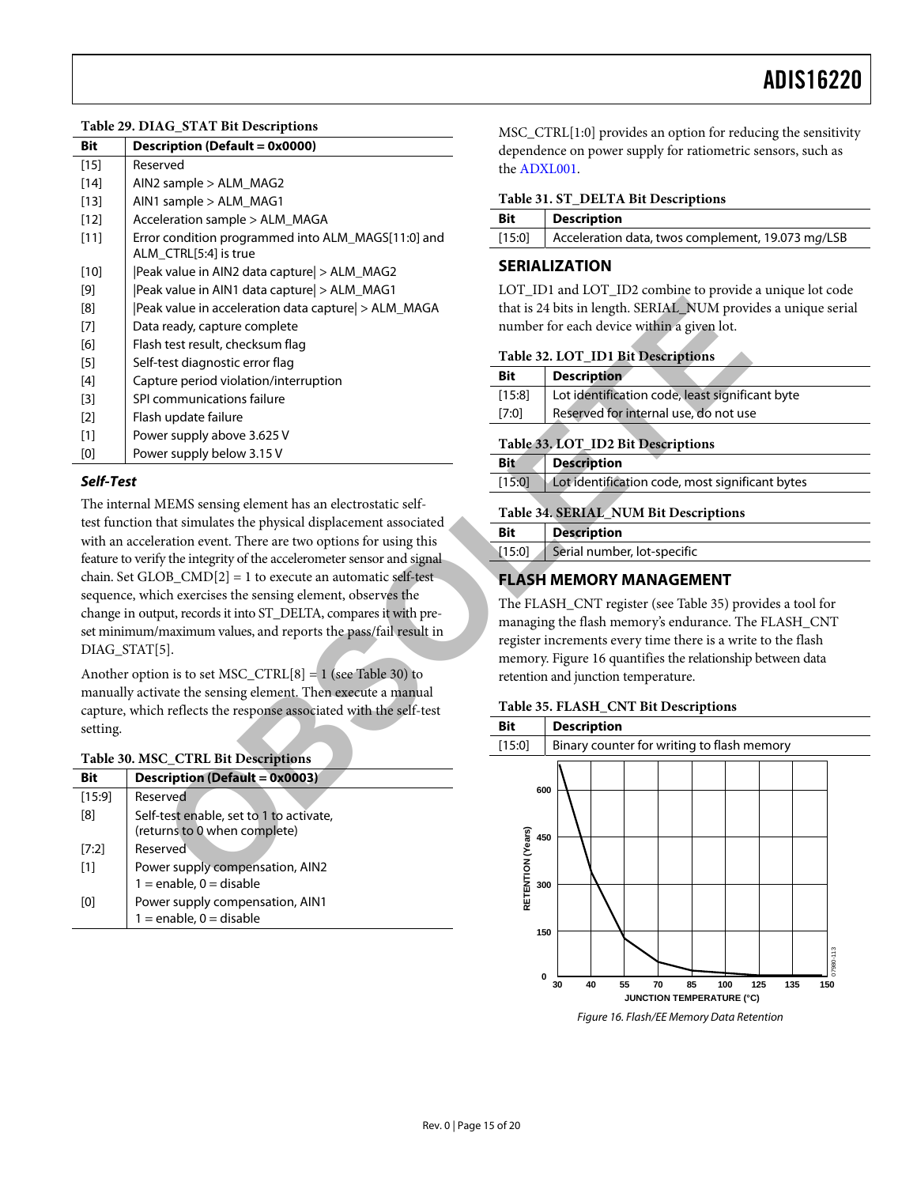Table 29. DIAG_STAT Bit Descriptions

| Bit | Description (Default = 0x0000) |
| --- | --- |
| [15] | Reserved |
| [14] | AIN2 sample > ALM_MAG2 |
| [13] | AIN1 sample > ALM_MAG1 |
| [12] | Acceleration sample > ALM_MAGA |
| [11] | Error condition programmed into ALM_MAGS[11:0] and ALM_CTRL[5:4] is true |
| [10] | \|Peak value in AIN2 data capture\| > ALM_MAG2 |
| [9] | \|Peak value in AIN1 data capture\| > ALM_MAG1 |
| [8] | \|Peak value in acceleration data capture\| > ALM_MAGA |
| [7] | Data ready, capture complete |
| [6] | Flash test result, checksum flag |
| [5] | Self-test diagnostic error flag |
| [4] | Capture period violation/interruption |
| [3] | SPI communications failure |
| [2] | Flash update failure |
| [1] | Power supply above 3.625 V |
| [0] | Power supply below 3.15 V |

### *Self-Test*

The internal MEMS sensing element has an electrostatic self-test function that simulates the physical displacement associated with an acceleration event. There are two options for using this feature to verify the integrity of the accelerometer sensor and signal chain. Set GLOB_CMD[2] = 1 to execute an automatic self-test sequence, which exercises the sensing element, observes the change in output, records it into ST_DELTA, compares it with pre-set minimum/maximum values, and reports the pass/fail result in DIAG_STAT[5].

Another option is to set MSC_CTRL[8] = 1 (see Table 30) to manually activate the sensing element. Then execute a manual capture, which reflects the response associated with the self-test setting.

Table 30. MSC_CTRL Bit Descriptions

| Bit | Description (Default = 0x0003) |
| --- | --- |
| [15:9] | Reserved |
| [8] | Self-test enable, set to 1 to activate, (returns to 0 when complete) |
| [7:2] | Reserved |
| [1] | Power supply compensation, AIN2 1 = enable, 0 = disable |
| [0] | Power supply compensation, AIN1 1 = enable, 0 = disable |

MSC_CTRL[1:0] provides an option for reducing the sensitivity dependence on power supply for ratiometric sensors, such as the ADXL001.

Table 31. ST_DELTA Bit Descriptions

| Bit | Description |
| --- | --- |
| [15:0] | Acceleration data, twos complement, 19.073 mg/LSB |

## SERIALIZATION

LOT_ID1 and LOT_ID2 combine to provide a unique lot code that is 24 bits in length. SERIAL_NUM provides a unique serial number for each device within a given lot.

Table 32. LOT_ID1 Bit Descriptions

| Bit | Description |
| --- | --- |
| [15:8] | Lot identification code, least significant byte |
| [7:0] | Reserved for internal use, do not use |

Table 33. LOT_ID2 Bit Descriptions

| Bit | Description |
| --- | --- |
| [15:0] | Lot identification code, most significant bytes |

Table 34. SERIAL_NUM Bit Descriptions

| Bit | Description |
| --- | --- |
| [15:0] | Serial number, lot-specific |

## FLASH MEMORY MANAGEMENT

The FLASH_CNT register (see Table 35) provides a tool for managing the flash memory's endurance. The FLASH_CNT register increments every time there is a write to the flash memory. Figure 16 quantifies the relationship between data retention and junction temperature.

Table 35. FLASH_CNT Bit Descriptions

| Bit | Description |
| --- | --- |
| [15:0] | Binary counter for writing to flash memory |

RETENTION (Years)
600
450
300
150
0
30 40 55 70 85 100 125 135 150
JUNCTION TEMPERATURE (°C)
07980-113

Figure 16. Flash/EE Memory Data Retention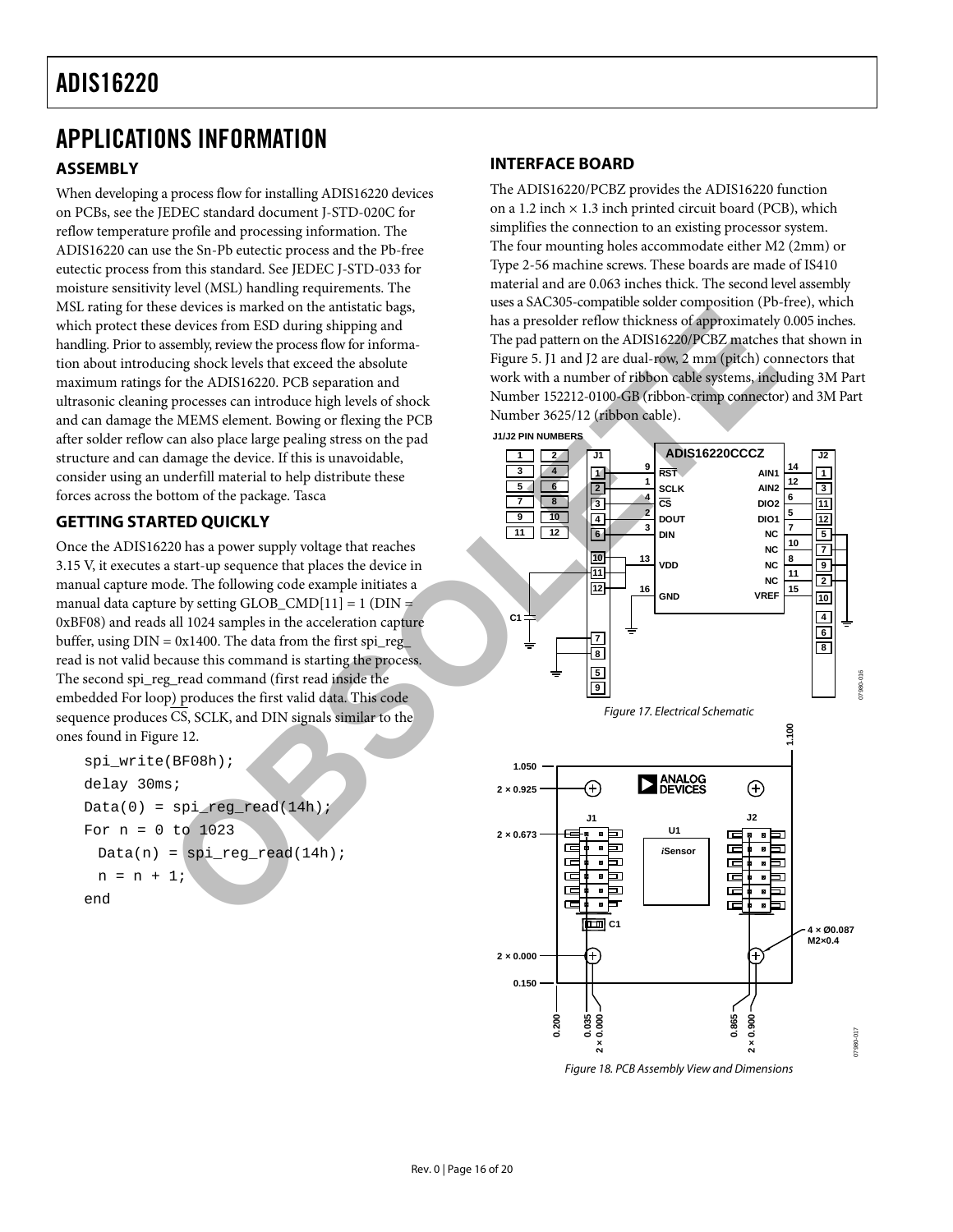# APPLICATIONS INFORMATION

## ASSEMBLY

When developing a process flow for installing ADIS16220 devices on PCBs, see the JEDEC standard document J-STD-020C for reflow temperature profile and processing information. The ADIS16220 can use the Sn-Pb eutectic process and the Pb-free eutectic process from this standard. See JEDEC J-STD-033 for moisture sensitivity level (MSL) handling requirements. The MSL rating for these devices is marked on the antistatic bags, which protect these devices from ESD during shipping and handling. Prior to assembly, review the process flow for information about introducing shock levels that exceed the absolute maximum ratings for the ADIS16220. PCB separation and ultrasonic cleaning processes can introduce high levels of shock and can damage the MEMS element. Bowing or flexing the PCB after solder reflow can also place large pealing stress on the pad structure and can damage the device. If this is unavoidable, consider using an underfill material to help distribute these forces across the bottom of the package. Tasca

## GETTING STARTED QUICKLY

Once the ADIS16220 has a power supply voltage that reaches 3.15 V, it executes a start-up sequence that places the device in manual capture mode. The following code example initiates a manual data capture by setting GLOB_CMD[11] = 1 (DIN = 0xBF08) and reads all 1024 samples in the acceleration capture buffer, using DIN = 0x1400. The data from the first spi_reg_read is not valid because this command is starting the process. The second spi_reg_read command (first read inside the embedded For loop) produces the first valid data. This code sequence produces $\overline{CS}$, SCLK, and DIN signals similar to the ones found in Figure 12.

```
spi_write(BF08h);
delay 30ms;
Data(0) = spi_reg_read(14h);
For n = 0 to 1023
  Data(n) = spi_reg_read(14h);
  n = n + 1;
end
```

## INTERFACE BOARD

The ADIS16220/PCBZ provides the ADIS16220 function on a 1.2 inch × 1.3 inch printed circuit board (PCB), which simplifies the connection to an existing processor system. The four mounting holes accommodate either M2 (2mm) or Type 2-56 machine screws. These boards are made of IS410 material and are 0.063 inches thick. The second level assembly uses a SAC305-compatible solder composition (Pb-free), which has a presolder reflow thickness of approximately 0.005 inches. The pad pattern on the ADIS16220/PCBZ matches that shown in Figure 5. J1 and J2 are dual-row, 2 mm (pitch) connectors that work with a number of ribbon cable systems, including 3M Part Number 152212-0100-GB (ribbon-crimp connector) and 3M Part Number 3625/12 (ribbon cable).

Figure 17. Electrical Schematic

Figure 18. PCB Assembly View and Dimensions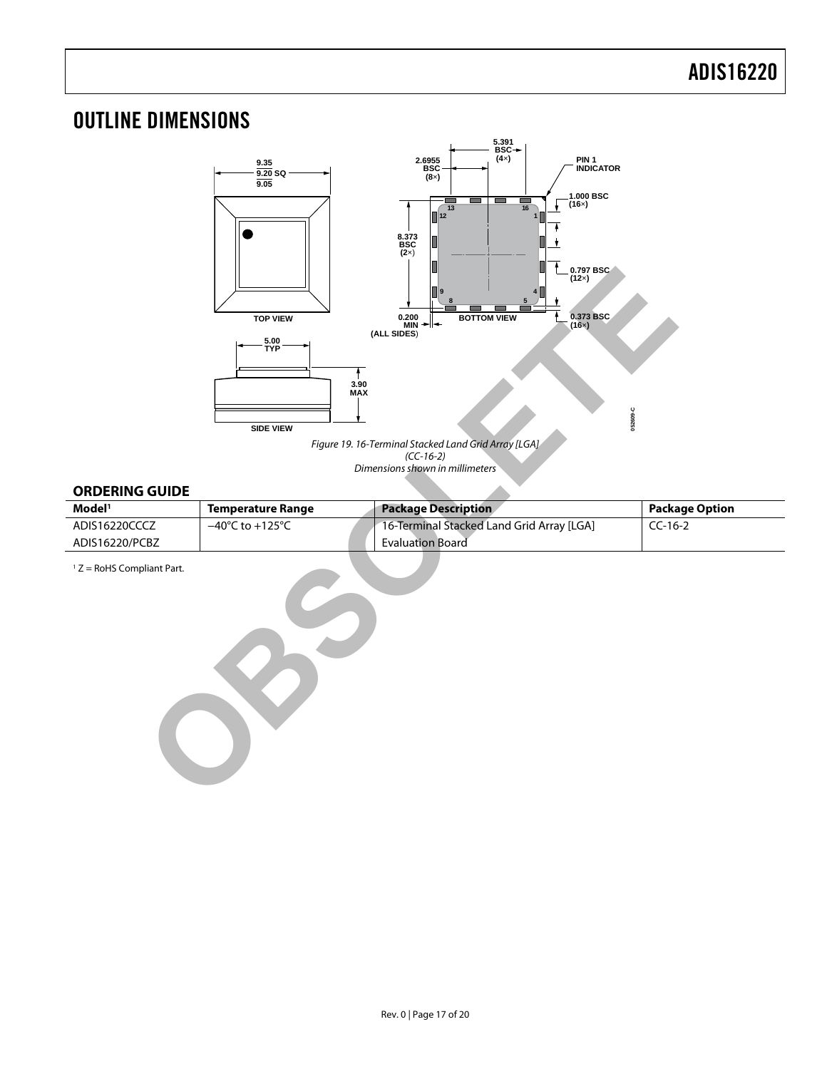# OUTLINE DIMENSIONS

9.35
9.20 SQ
9.05

TOP VIEW

5.00
TYP

3.90
MAX

SIDE VIEW

5.391
BSC
(4×)

2.6955
BSC
(8×)

PIN 1
INDICATOR

1.000 BSC
(16×)

8.373
BSC
(2×)

0.797 BSC
(12×)

0.200
MIN
(ALL SIDES)

BOTTOM VIEW

0.373 BSC
(16×)

13 16 12 1 9 4 8 5

052609-C

*Figure 19. 16-Terminal Stacked Land Grid Array [LGA]*
*(CC-16-2)*
*Dimensions shown in millimeters*

## ORDERING GUIDE

| Model[1] | Temperature Range | Package Description | Package Option |
|---|---|---|---|
| ADIS16220CCCZ | −40°C to +125°C | 16-Terminal Stacked Land Grid Array [LGA] | CC-16-2 |
| ADIS16220/PCBZ | | Evaluation Board | |

[1] Z = RoHS Compliant Part.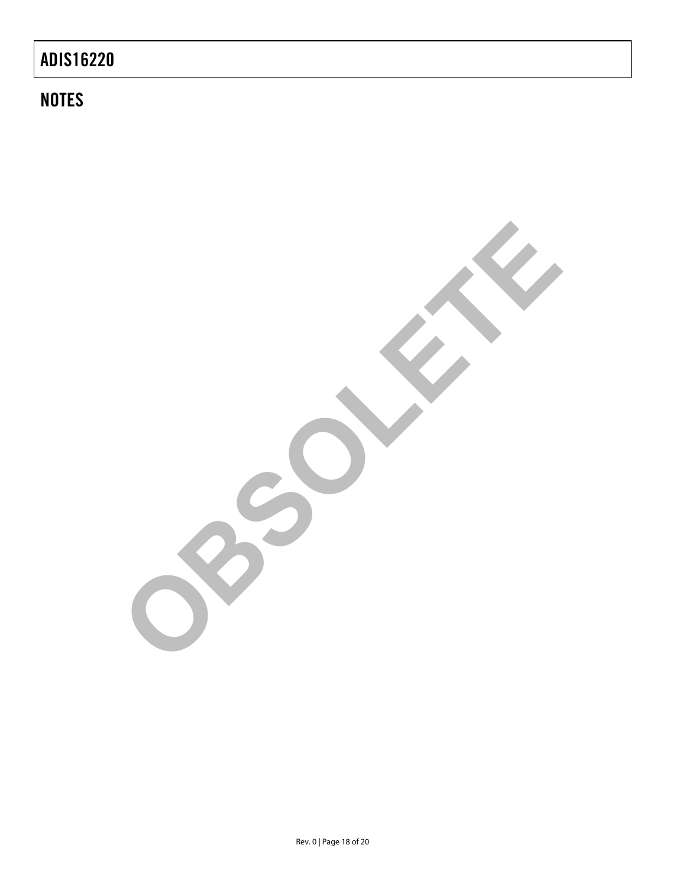## NOTES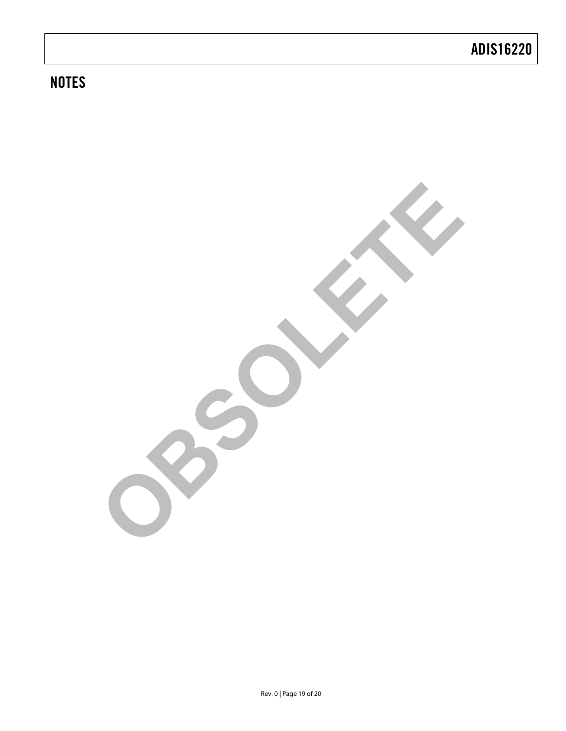## NOTES

OBSOLETE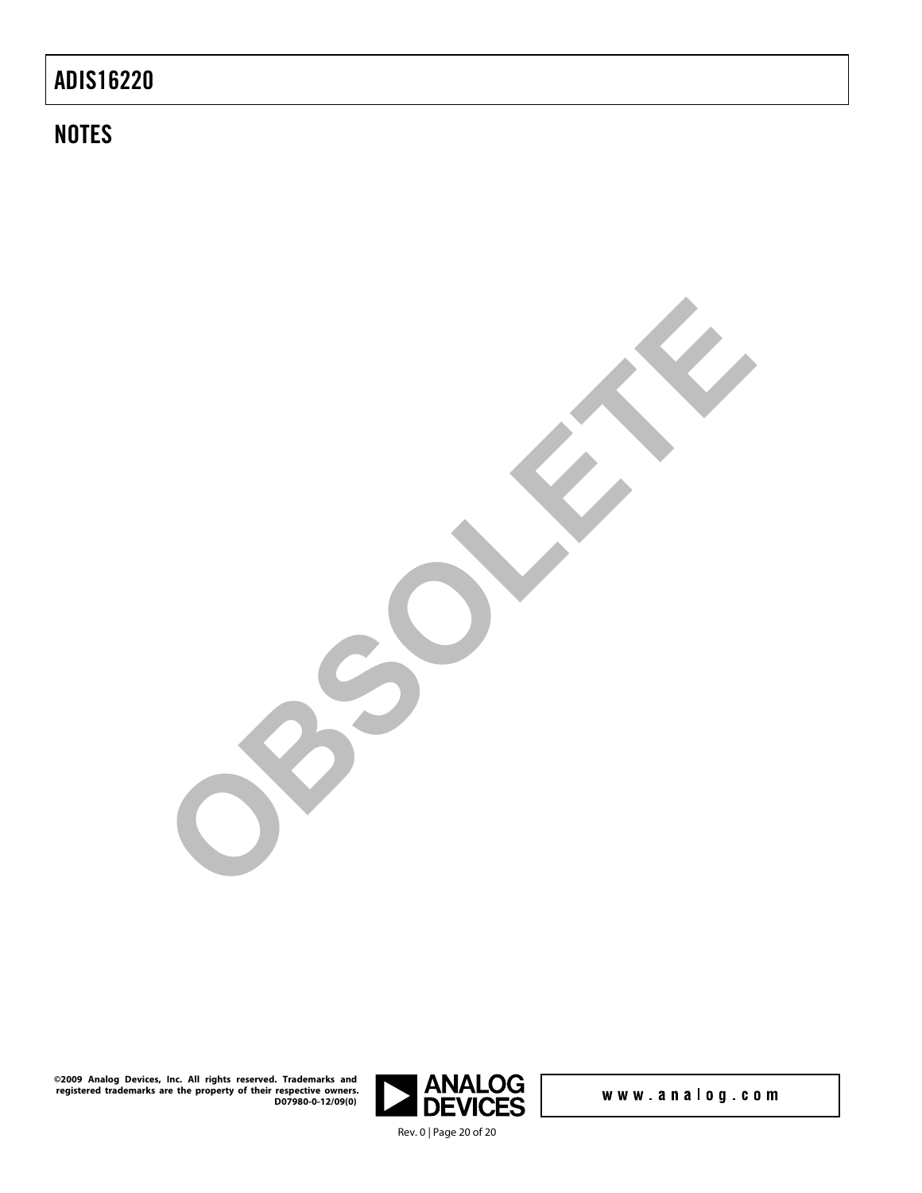## NOTES

OBSOLETE

©2009 Analog Devices, Inc. All rights reserved. Trademarks and registered trademarks are the property of their respective owners.
D07980-0-12/09(0)

www.analog.com